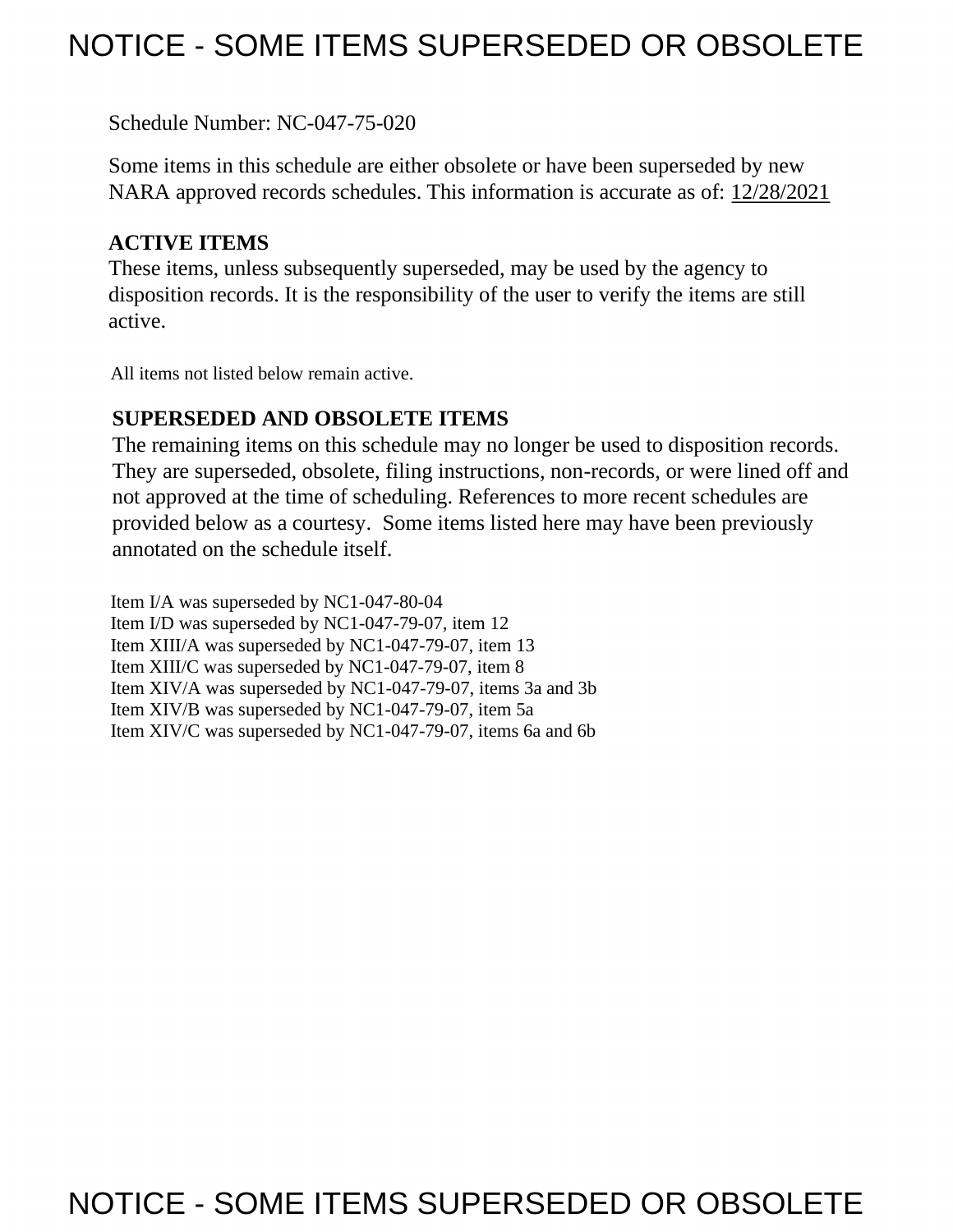# NOTICE - SOME ITEMS SUPERSEDED OR OBSOLETE

Schedule Number: NC-047-75-020

Some items in this schedule are either obsolete or have been superseded by new NARA approved records schedules. This information is accurate as of: 12/28/2021

**ACTIVE ITEMS**

These items, unless subsequently superseded, may be used by the agency to disposition records. It is the responsibility of the user to verify the items are still active.

All items not listed below remain active.

**SUPERSEDED AND OBSOLETE ITEMS**

The remaining items on this schedule may no longer be used to disposition records. They are superseded, obsolete, filing instructions, non-records, or were lined off and not approved at the time of scheduling. References to more recent schedules are provided below as a courtesy. Some items listed here may have been previously annotated on the schedule itself.

Item I/A was superseded by NC1-047-80-04
Item I/D was superseded by NC1-047-79-07, item 12
Item XIII/A was superseded by NC1-047-79-07, item 13
Item XIII/C was superseded by NC1-047-79-07, item 8
Item XIV/A was superseded by NC1-047-79-07, items 3a and 3b
Item XIV/B was superseded by NC1-047-79-07, item 5a
Item XIV/C was superseded by NC1-047-79-07, items 6a and 6b

# NOTICE - SOME ITEMS SUPERSEDED OR OBSOLETE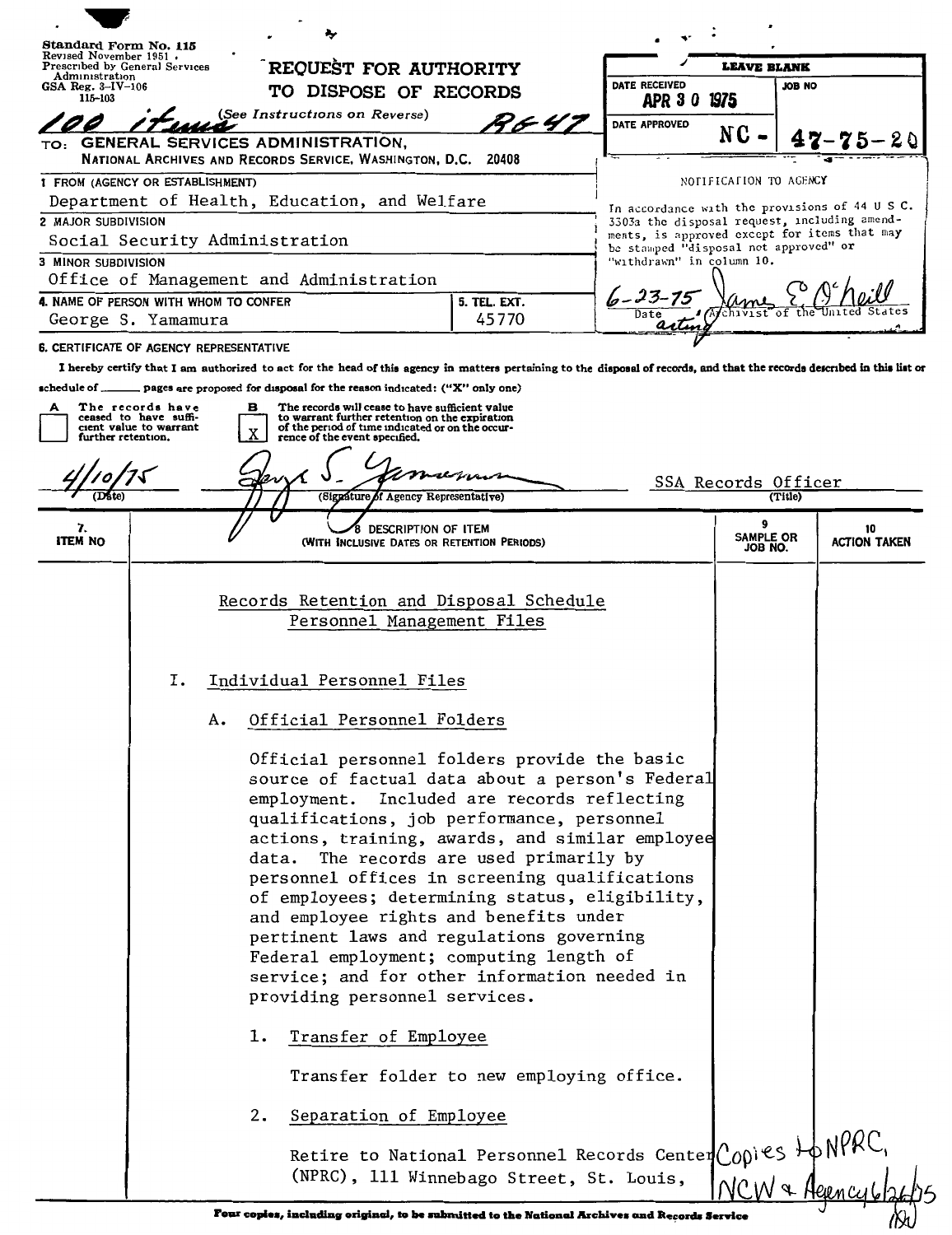Standard Form No. 115
Revised November 1951
Prescribed by General Services Administration
GSA Reg. 3-IV-106
115-103

# REQUEST FOR AUTHORITY TO DISPOSE OF RECORDS

(See Instructions on Reverse)

100 items   RG 47

TO: GENERAL SERVICES ADMINISTRATION, NATIONAL ARCHIVES AND RECORDS SERVICE, WASHINGTON, D.C. 20408

| LEAVE BLANK | |
|---|---|
| DATE RECEIVED: APR 30 1975 | JOB NO |
| DATE APPROVED | NC - 47-75-20 |

NOTIFICATION TO AGENCY

In accordance with the provisions of 44 U S C. 3303a the disposal request, including amendments, is approved except for items that may be stamped "disposal not approved" or "withdrawn" in column 10.

6-23-75 (Date) — James E. O'Neill, acting Archivist of the United States

1 FROM (AGENCY OR ESTABLISHMENT): Department of Health, Education, and Welfare

2 MAJOR SUBDIVISION: Social Security Administration

3 MINOR SUBDIVISION: Office of Management and Administration

4. NAME OF PERSON WITH WHOM TO CONFER: George S. Yamamura

5. TEL. EXT.: 45770

6. CERTIFICATE OF AGENCY REPRESENTATIVE

I hereby certify that I am authorized to act for the head of this agency in matters pertaining to the disposal of records, and that the records described in this list or schedule of \_\_\_\_ pages are proposed for disposal for the reason indicated: ("X" only one)

A [ ] The records have ceased to have sufficient value to warrant further retention.

B [X] The records will cease to have sufficient value to warrant further retention on the expiration of the period of time indicated or on the occurrence of the event specified.

4/10/75 (Date) — George S. Yamamura (Signature of Agency Representative) — SSA Records Officer (Title)

| 7. ITEM NO | 8. DESCRIPTION OF ITEM (WITH INCLUSIVE DATES OR RETENTION PERIODS) | 9. SAMPLE OR JOB NO. | 10. ACTION TAKEN |
|---|---|---|---|

Records Retention and Disposal Schedule
Personnel Management Files

I. Individual Personnel Files

A. Official Personnel Folders

Official personnel folders provide the basic source of factual data about a person's Federal employment. Included are records reflecting qualifications, job performance, personnel actions, training, awards, and similar employee data. The records are used primarily by personnel offices in screening qualifications of employees; determining status, eligibility, and employee rights and benefits under pertinent laws and regulations governing Federal employment; computing length of service; and for other information needed in providing personnel services.

1. Transfer of Employee

Transfer folder to new employing office.

2. Separation of Employee

Retire to National Personnel Records Center (NPRC), 111 Winnebago Street, St. Louis,

Copies to NPRC, NCW & Agency 6/26/75

Four copies, including original, to be submitted to the National Archives and Records Service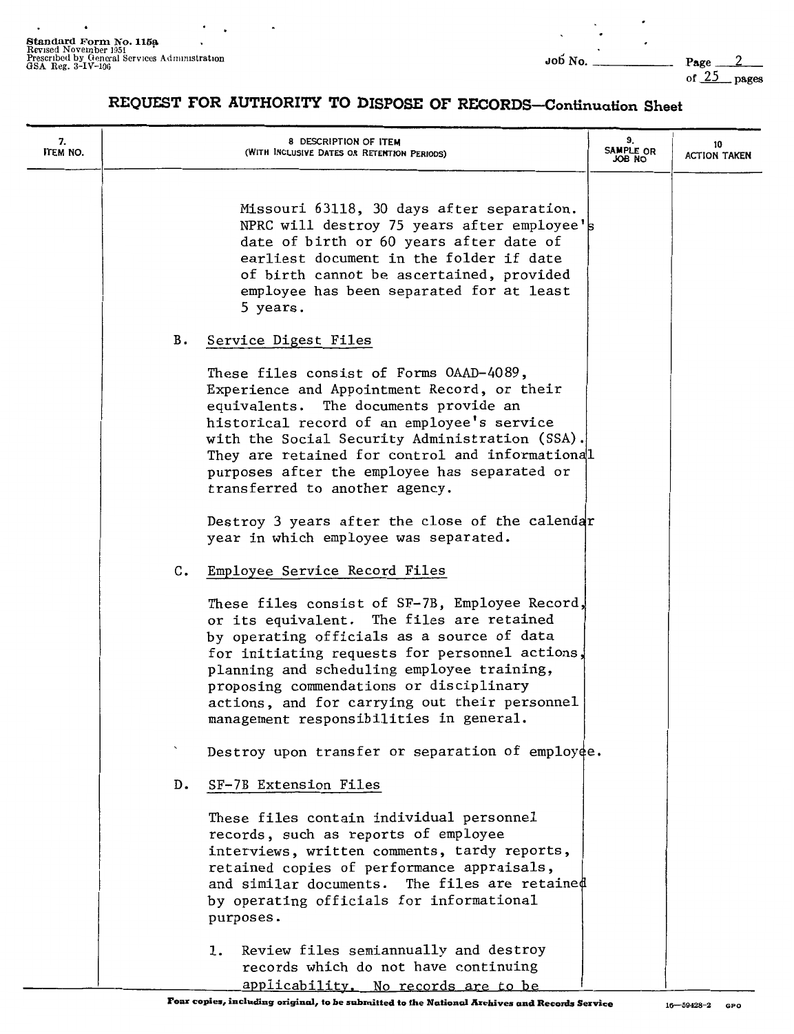# REQUEST FOR AUTHORITY TO DISPOSE OF RECORDS—Continuation Sheet

| 7. ITEM NO. | 8. DESCRIPTION OF ITEM (WITH INCLUSIVE DATES OR RETENTION PERIODS) | 9. SAMPLE OR JOB NO | 10 ACTION TAKEN |
|---|---|---|---|

Missouri 63118, 30 days after separation. NPRC will destroy 75 years after employee's date of birth or 60 years after date of earliest document in the folder if date of birth cannot be ascertained, provided employee has been separated for at least 5 years.

B. Service Digest Files

These files consist of Forms OAAD-4089, Experience and Appointment Record, or their equivalents. The documents provide an historical record of an employee's service with the Social Security Administration (SSA). They are retained for control and informational purposes after the employee has separated or transferred to another agency.

Destroy 3 years after the close of the calendar year in which employee was separated.

C. Employee Service Record Files

These files consist of SF-7B, Employee Record, or its equivalent. The files are retained by operating officials as a source of data for initiating requests for personnel actions, planning and scheduling employee training, proposing commendations or disciplinary actions, and for carrying out their personnel management responsibilities in general.

Destroy upon transfer or separation of employee.

D. SF-7B Extension Files

These files contain individual personnel records, such as reports of employee interviews, written comments, tardy reports, retained copies of performance appraisals, and similar documents. The files are retained by operating officials for informational purposes.

1. Review files semiannually and destroy records which do not have continuing applicability. No records are to be

Four copies, including original, to be submitted to the National Archives and Records Service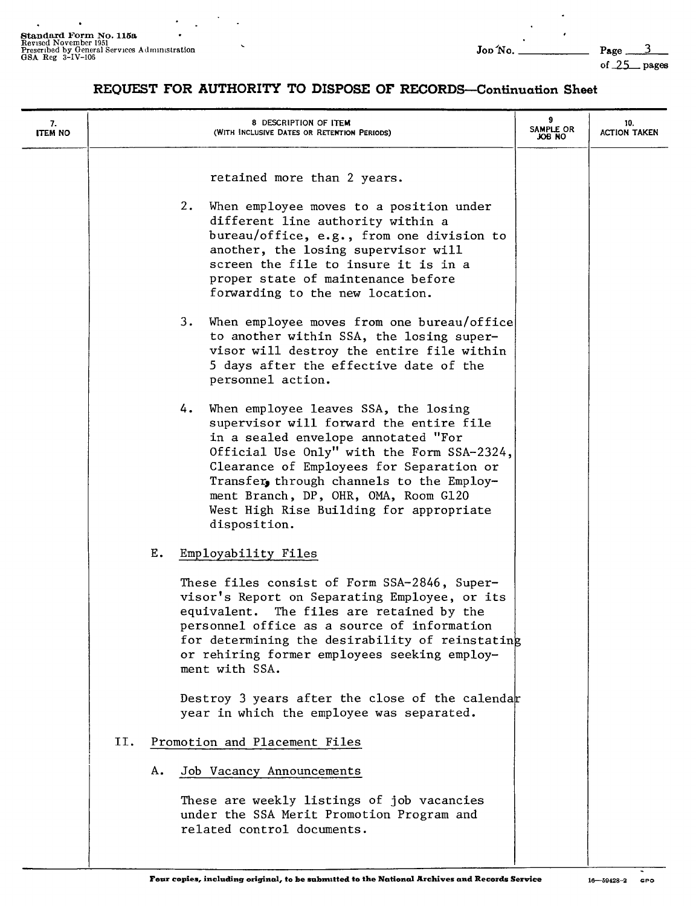## REQUEST FOR AUTHORITY TO DISPOSE OF RECORDS—Continuation Sheet

| 7. ITEM NO | 8 DESCRIPTION OF ITEM (WITH INCLUSIVE DATES OR RETENTION PERIODS) | 9 SAMPLE OR JOB NO | 10. ACTION TAKEN |
|---|---|---|---|

retained more than 2 years.

2. When employee moves to a position under different line authority within a bureau/office, e.g., from one division to another, the losing supervisor will screen the file to insure it is in a proper state of maintenance before forwarding to the new location.

3. When employee moves from one bureau/office to another within SSA, the losing supervisor will destroy the entire file within 5 days after the effective date of the personnel action.

4. When employee leaves SSA, the losing supervisor will forward the entire file in a sealed envelope annotated "For Official Use Only" with the Form SSA-2324, Clearance of Employees for Separation or Transfer, through channels to the Employment Branch, DP, OHR, OMA, Room G120 West High Rise Building for appropriate disposition.

E. Employability Files

These files consist of Form SSA-2846, Supervisor's Report on Separating Employee, or its equivalent. The files are retained by the personnel office as a source of information for determining the desirability of reinstating or rehiring former employees seeking employment with SSA.

Destroy 3 years after the close of the calendar year in which the employee was separated.

II. Promotion and Placement Files

A. Job Vacancy Announcements

These are weekly listings of job vacancies under the SSA Merit Promotion Program and related control documents.

Four copies, including original, to be submitted to the National Archives and Records Service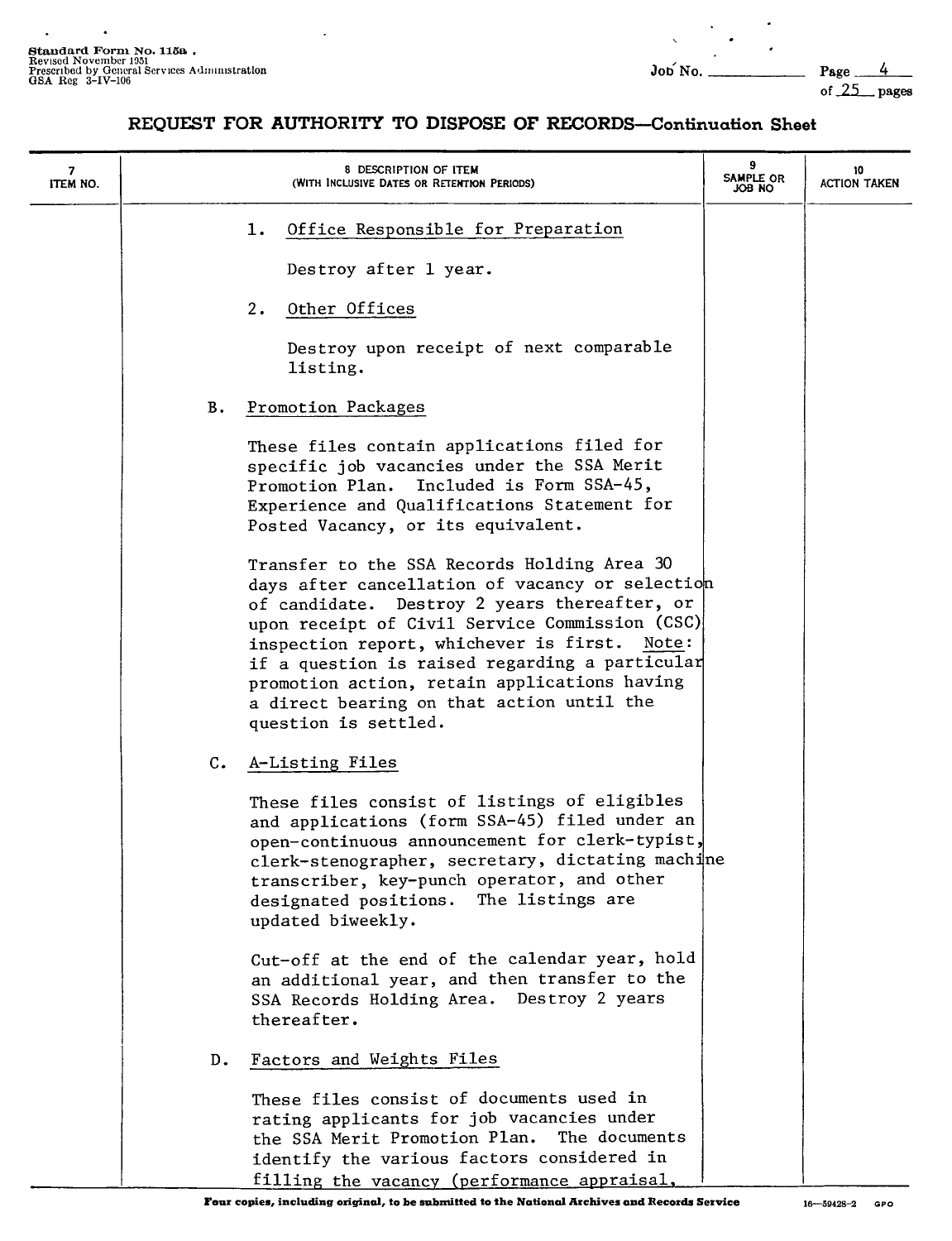Standard Form No. 115a
Revised November 1951
Prescribed by General Services Administration
GSA Reg 3-IV-106

Job No. ________ Page 4 of 25 pages

## REQUEST FOR AUTHORITY TO DISPOSE OF RECORDS—Continuation Sheet

| 7 ITEM NO. | 8 DESCRIPTION OF ITEM (WITH INCLUSIVE DATES OR RETENTION PERIODS) | 9 SAMPLE OR JOB NO | 10 ACTION TAKEN |
|---|---|---|---|

1. Office Responsible for Preparation

   Destroy after 1 year.

2. Other Offices

   Destroy upon receipt of next comparable listing.

B. Promotion Packages

These files contain applications filed for specific job vacancies under the SSA Merit Promotion Plan. Included is Form SSA-45, Experience and Qualifications Statement for Posted Vacancy, or its equivalent.

Transfer to the SSA Records Holding Area 30 days after cancellation of vacancy or selection of candidate. Destroy 2 years thereafter, or upon receipt of Civil Service Commission (CSC) inspection report, whichever is first. Note: if a question is raised regarding a particular promotion action, retain applications having a direct bearing on that action until the question is settled.

C. A-Listing Files

These files consist of listings of eligibles and applications (form SSA-45) filed under an open-continuous announcement for clerk-typist, clerk-stenographer, secretary, dictating machine transcriber, key-punch operator, and other designated positions. The listings are updated biweekly.

Cut-off at the end of the calendar year, hold an additional year, and then transfer to the SSA Records Holding Area. Destroy 2 years thereafter.

D. Factors and Weights Files

These files consist of documents used in rating applicants for job vacancies under the SSA Merit Promotion Plan. The documents identify the various factors considered in filling the vacancy (performance appraisal,

Four copies, including original, to be submitted to the National Archives and Records Service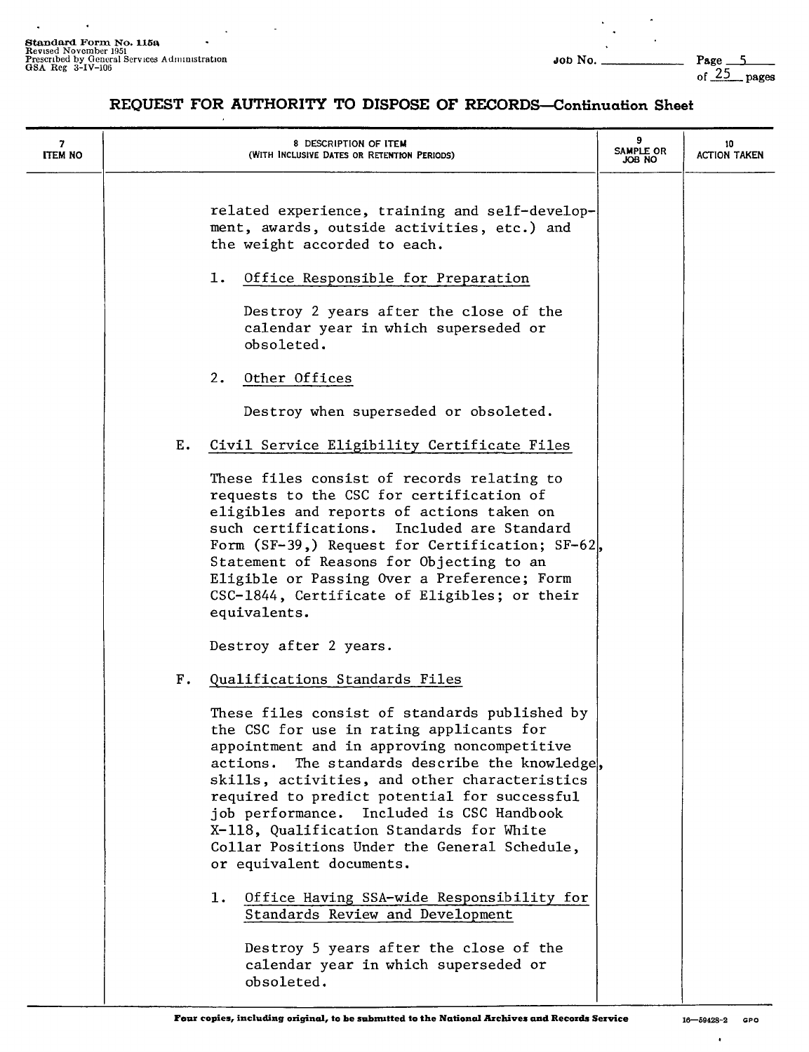## REQUEST FOR AUTHORITY TO DISPOSE OF RECORDS—Continuation Sheet

| 7 ITEM NO | 8 DESCRIPTION OF ITEM (WITH INCLUSIVE DATES OR RETENTION PERIODS) | 9 SAMPLE OR JOB NO | 10 ACTION TAKEN |
|---|---|---|---|

related experience, training and self-development, awards, outside activities, etc.) and the weight accorded to each.

1. Office Responsible for Preparation

   Destroy 2 years after the close of the calendar year in which superseded or obsoleted.

2. Other Offices

   Destroy when superseded or obsoleted.

E. Civil Service Eligibility Certificate Files

These files consist of records relating to requests to the CSC for certification of eligibles and reports of actions taken on such certifications. Included are Standard Form (SF-39,) Request for Certification; SF-62, Statement of Reasons for Objecting to an Eligible or Passing Over a Preference; Form CSC-1844, Certificate of Eligibles; or their equivalents.

Destroy after 2 years.

F. Qualifications Standards Files

These files consist of standards published by the CSC for use in rating applicants for appointment and in approving noncompetitive actions. The standards describe the knowledge, skills, activities, and other characteristics required to predict potential for successful job performance. Included is CSC Handbook X-118, Qualification Standards for White Collar Positions Under the General Schedule, or equivalent documents.

1. Office Having SSA-wide Responsibility for Standards Review and Development

   Destroy 5 years after the close of the calendar year in which superseded or obsoleted.

Four copies, including original, to be submitted to the National Archives and Records Service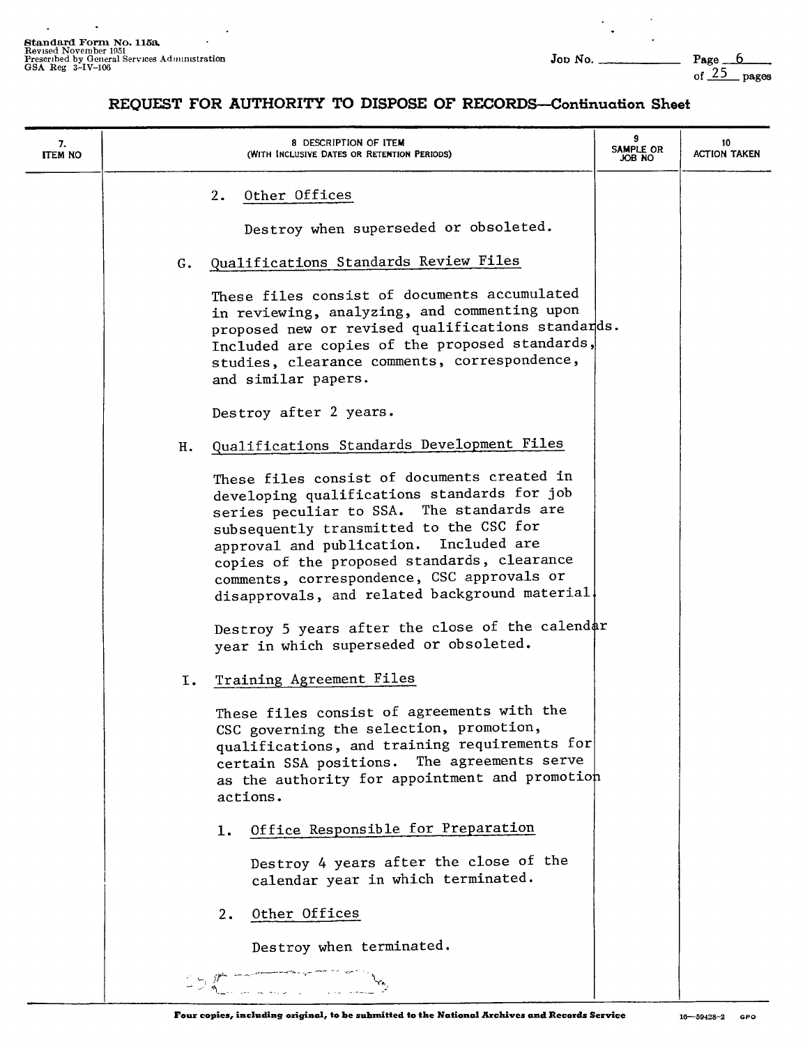## REQUEST FOR AUTHORITY TO DISPOSE OF RECORDS—Continuation Sheet

| 7. ITEM NO | 8 DESCRIPTION OF ITEM (WITH INCLUSIVE DATES OR RETENTION PERIODS) | 9 SAMPLE OR JOB NO | 10 ACTION TAKEN |
|---|---|---|---|

2. Other Offices

   Destroy when superseded or obsoleted.

G. Qualifications Standards Review Files

   These files consist of documents accumulated in reviewing, analyzing, and commenting upon proposed new or revised qualifications standards. Included are copies of the proposed standards, studies, clearance comments, correspondence, and similar papers.

   Destroy after 2 years.

H. Qualifications Standards Development Files

   These files consist of documents created in developing qualifications standards for job series peculiar to SSA. The standards are subsequently transmitted to the CSC for approval and publication. Included are copies of the proposed standards, clearance comments, correspondence, CSC approvals or disapprovals, and related background material.

   Destroy 5 years after the close of the calendar year in which superseded or obsoleted.

I. Training Agreement Files

   These files consist of agreements with the CSC governing the selection, promotion, qualifications, and training requirements for certain SSA positions. The agreements serve as the authority for appointment and promotion actions.

   1. Office Responsible for Preparation

      Destroy 4 years after the close of the calendar year in which terminated.

   2. Other Offices

      Destroy when terminated.

Four copies, including original, to be submitted to the National Archives and Records Service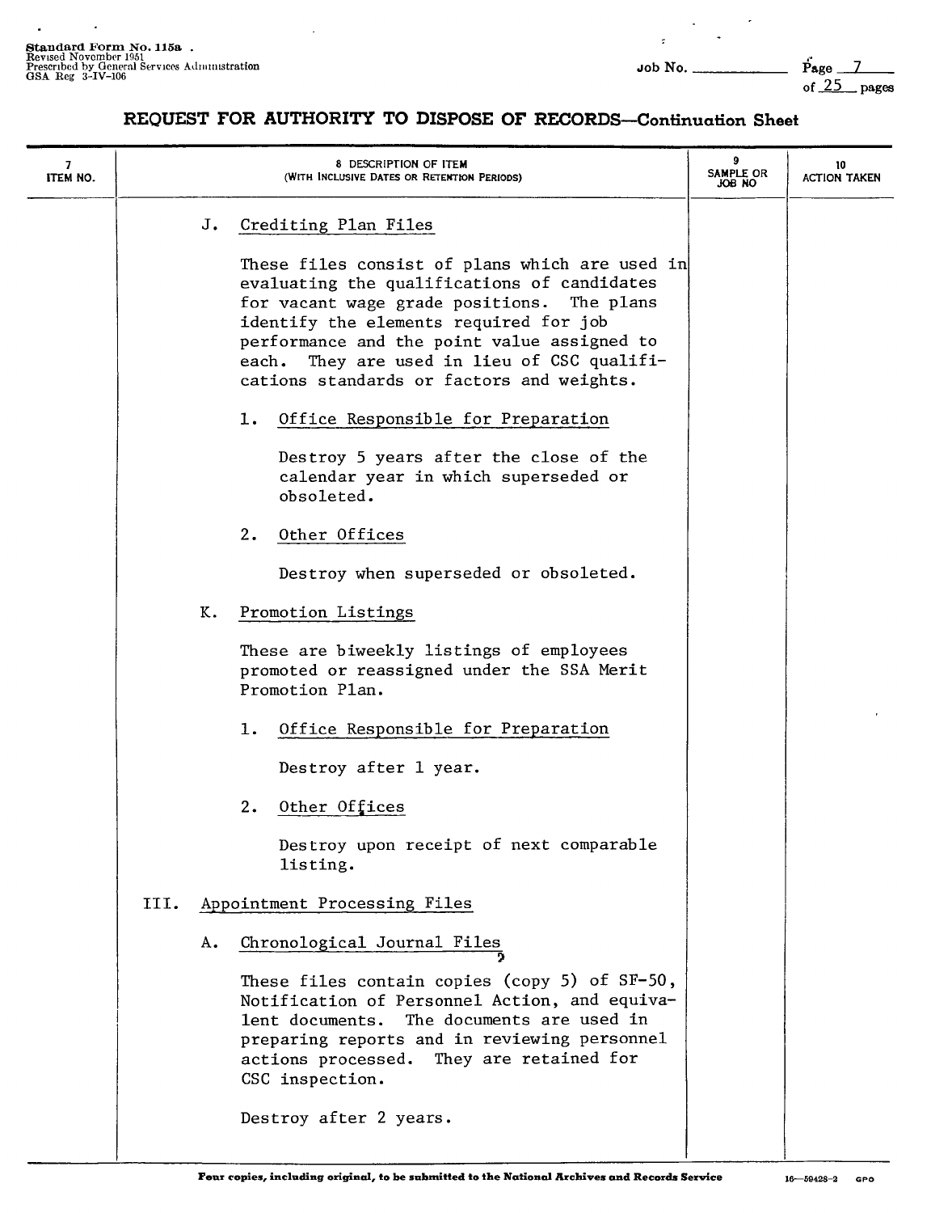Standard Form No. 115a
Revised November 1951
Prescribed by General Services Administration
GSA Reg 3-IV-106

Job No. \_\_\_\_\_\_\_\_

## REQUEST FOR AUTHORITY TO DISPOSE OF RECORDS—Continuation Sheet

| 7 ITEM NO. | 8 DESCRIPTION OF ITEM (WITH INCLUSIVE DATES OR RETENTION PERIODS) | 9 SAMPLE OR JOB NO | 10 ACTION TAKEN |
|---|---|---|---|

J. Crediting Plan Files

These files consist of plans which are used in evaluating the qualifications of candidates for vacant wage grade positions. The plans identify the elements required for job performance and the point value assigned to each. They are used in lieu of CSC qualifications standards or factors and weights.

1. Office Responsible for Preparation

   Destroy 5 years after the close of the calendar year in which superseded or obsoleted.

2. Other Offices

   Destroy when superseded or obsoleted.

K. Promotion Listings

These are biweekly listings of employees promoted or reassigned under the SSA Merit Promotion Plan.

1. Office Responsible for Preparation

   Destroy after 1 year.

2. Other Offices

   Destroy upon receipt of next comparable listing.

III. Appointment Processing Files

A. Chronological Journal Files

These files contain copies (copy 5) of SF-50, Notification of Personnel Action, and equivalent documents. The documents are used in preparing reports and in reviewing personnel actions processed. They are retained for CSC inspection.

Destroy after 2 years.

Four copies, including original, to be submitted to the National Archives and Records Service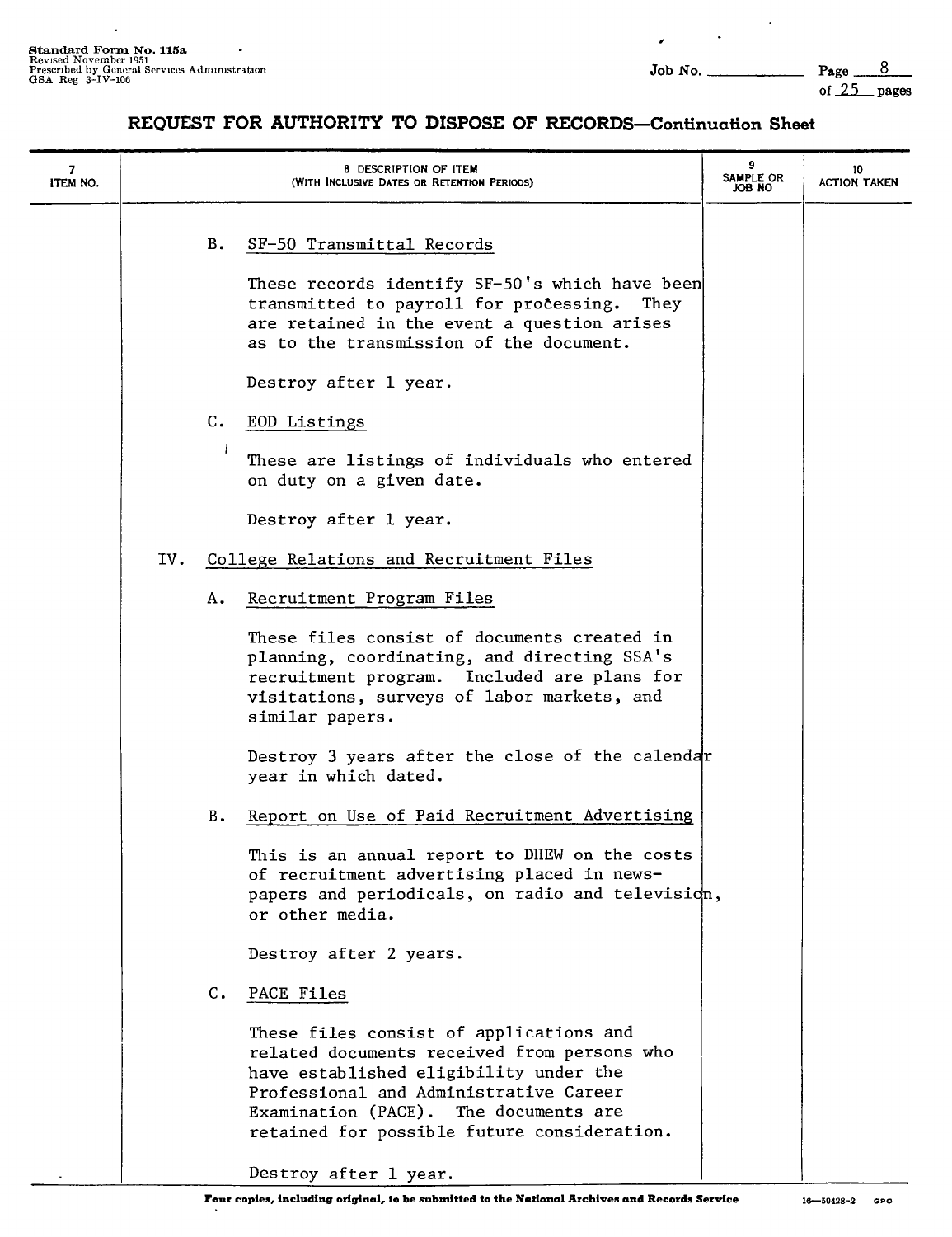Standard Form No. 115a
Revised November 1951
Prescribed by General Services Administration
GSA Reg 3-IV-106

Job No. ____________ Page 8 of 25 pages

## REQUEST FOR AUTHORITY TO DISPOSE OF RECORDS—Continuation Sheet

| 7 ITEM NO. | 8 DESCRIPTION OF ITEM (WITH INCLUSIVE DATES OR RETENTION PERIODS) | 9 SAMPLE OR JOB NO | 10 ACTION TAKEN |
|---|---|---|---|

B. SF-50 Transmittal Records

These records identify SF-50's which have been transmitted to payroll for processing. They are retained in the event a question arises as to the transmission of the document.

Destroy after 1 year.

C. EOD Listings

These are listings of individuals who entered on duty on a given date.

Destroy after 1 year.

IV. College Relations and Recruitment Files

A. Recruitment Program Files

These files consist of documents created in planning, coordinating, and directing SSA's recruitment program. Included are plans for visitations, surveys of labor markets, and similar papers.

Destroy 3 years after the close of the calendar year in which dated.

B. Report on Use of Paid Recruitment Advertising

This is an annual report to DHEW on the costs of recruitment advertising placed in newspapers and periodicals, on radio and television, or other media.

Destroy after 2 years.

C. PACE Files

These files consist of applications and related documents received from persons who have established eligibility under the Professional and Administrative Career Examination (PACE). The documents are retained for possible future consideration.

Destroy after 1 year.

**Four copies, including original, to be submitted to the National Archives and Records Service**

16—50428-2 GPO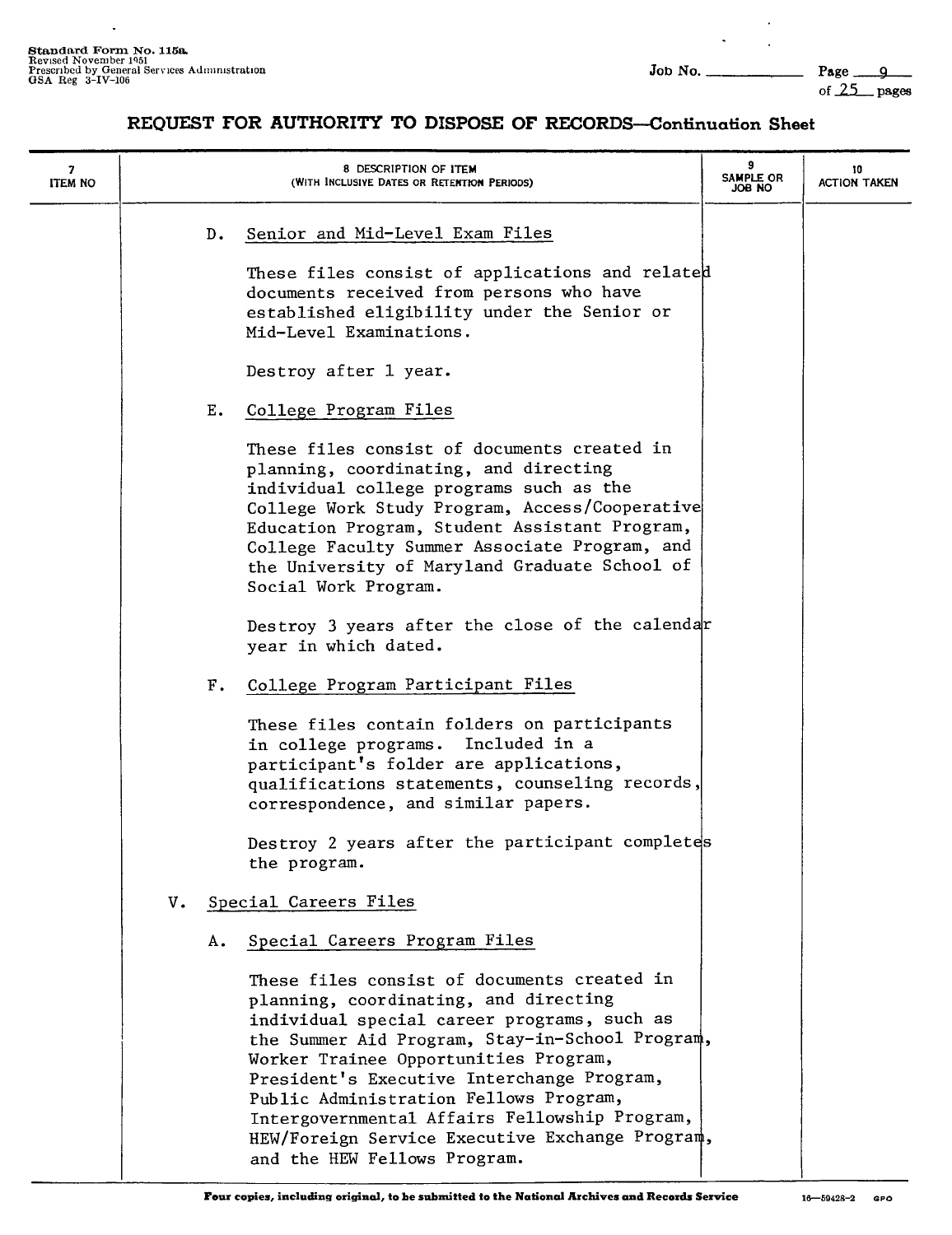## REQUEST FOR AUTHORITY TO DISPOSE OF RECORDS—Continuation Sheet

| 7 ITEM NO | 8 DESCRIPTION OF ITEM (WITH INCLUSIVE DATES OR RETENTION PERIODS) | 9 SAMPLE OR JOB NO | 10 ACTION TAKEN |
|---|---|---|---|

D. Senior and Mid-Level Exam Files

These files consist of applications and related documents received from persons who have established eligibility under the Senior or Mid-Level Examinations.

Destroy after 1 year.

E. College Program Files

These files consist of documents created in planning, coordinating, and directing individual college programs such as the College Work Study Program, Access/Cooperative Education Program, Student Assistant Program, College Faculty Summer Associate Program, and the University of Maryland Graduate School of Social Work Program.

Destroy 3 years after the close of the calendar year in which dated.

F. College Program Participant Files

These files contain folders on participants in college programs. Included in a participant's folder are applications, qualifications statements, counseling records, correspondence, and similar papers.

Destroy 2 years after the participant completes the program.

V. Special Careers Files

A. Special Careers Program Files

These files consist of documents created in planning, coordinating, and directing individual special career programs, such as the Summer Aid Program, Stay-in-School Program, Worker Trainee Opportunities Program, President's Executive Interchange Program, Public Administration Fellows Program, Intergovernmental Affairs Fellowship Program, HEW/Foreign Service Executive Exchange Program, and the HEW Fellows Program.

Four copies, including original, to be submitted to the National Archives and Records Service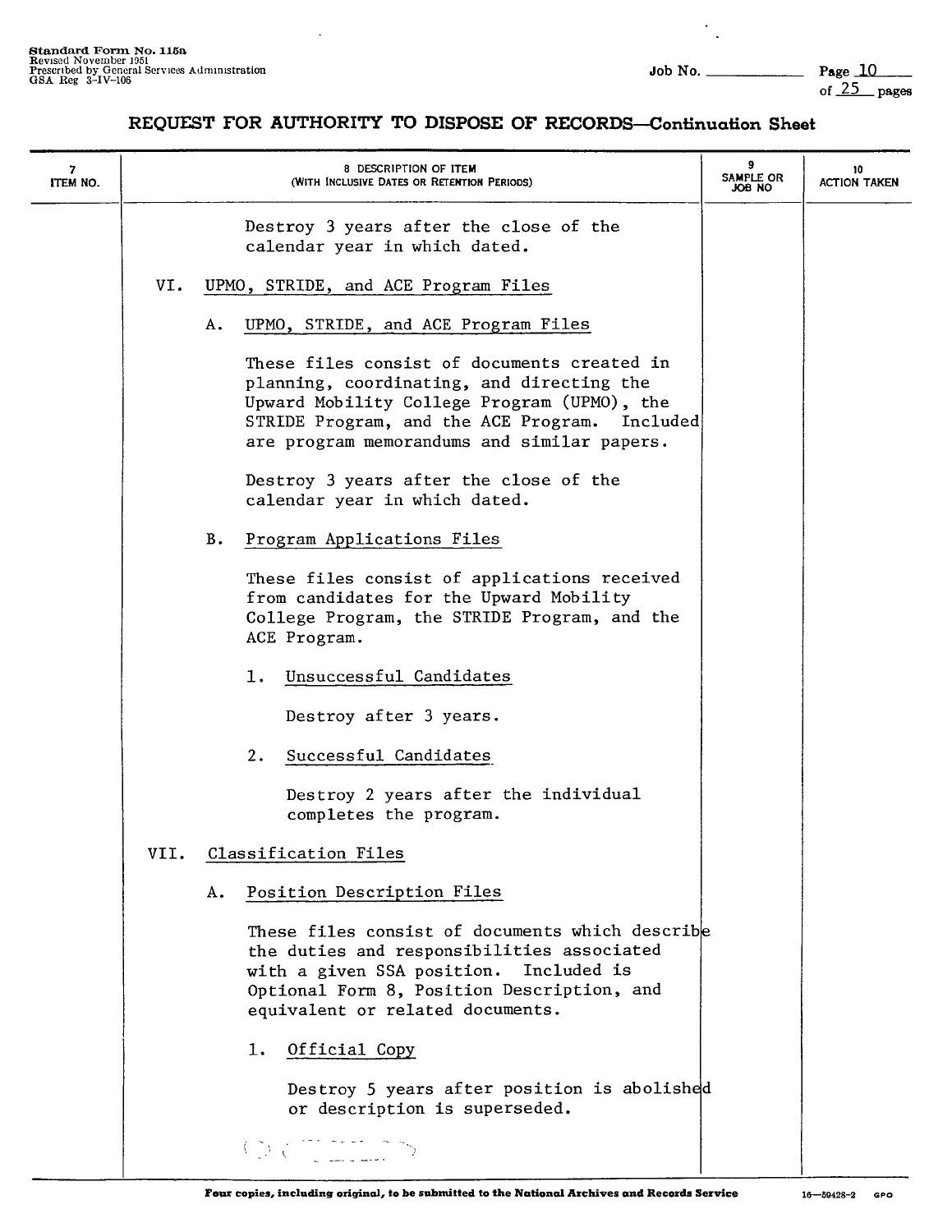# REQUEST FOR AUTHORITY TO DISPOSE OF RECORDS—Continuation Sheet

| 7 ITEM NO. | 8 DESCRIPTION OF ITEM (WITH INCLUSIVE DATES OR RETENTION PERIODS) | 9 SAMPLE OR JOB NO | 10 ACTION TAKEN |
|---|---|---|---|

Destroy 3 years after the close of the calendar year in which dated.

VI. UPMO, STRIDE, and ACE Program Files

A. UPMO, STRIDE, and ACE Program Files

These files consist of documents created in planning, coordinating, and directing the Upward Mobility College Program (UPMO), the STRIDE Program, and the ACE Program. Included are program memorandums and similar papers.

Destroy 3 years after the close of the calendar year in which dated.

B. Program Applications Files

These files consist of applications received from candidates for the Upward Mobility College Program, the STRIDE Program, and the ACE Program.

1. Unsuccessful Candidates

Destroy after 3 years.

2. Successful Candidates

Destroy 2 years after the individual completes the program.

VII. Classification Files

A. Position Description Files

These files consist of documents which describe the duties and responsibilities associated with a given SSA position. Included is Optional Form 8, Position Description, and equivalent or related documents.

1. Official Copy

Destroy 5 years after position is abolished or description is superseded.

Four copies, including original, to be submitted to the National Archives and Records Service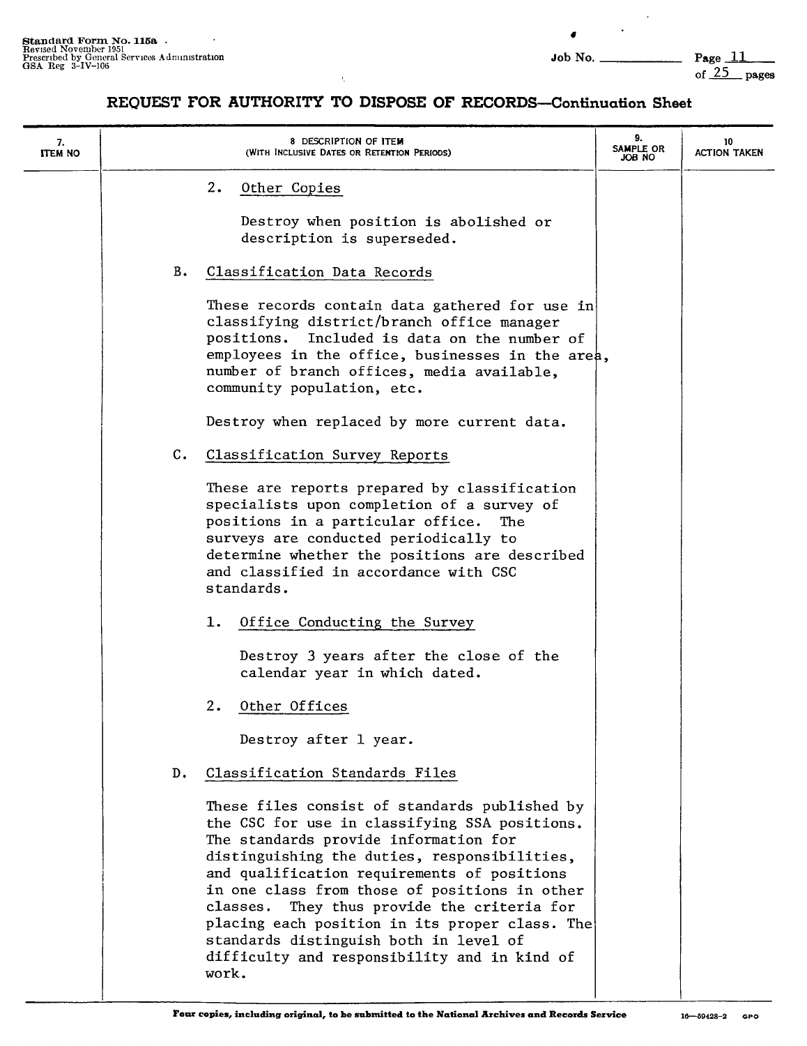REQUEST FOR AUTHORITY TO DISPOSE OF RECORDS—Continuation Sheet

| 7. ITEM NO | 8. DESCRIPTION OF ITEM (WITH INCLUSIVE DATES OR RETENTION PERIODS) | 9. SAMPLE OR JOB NO | 10. ACTION TAKEN |
|---|---|---|---|

2. Other Copies

   Destroy when position is abolished or description is superseded.

B. Classification Data Records

   These records contain data gathered for use in classifying district/branch office manager positions. Included is data on the number of employees in the office, businesses in the area, number of branch offices, media available, community population, etc.

   Destroy when replaced by more current data.

C. Classification Survey Reports

   These are reports prepared by classification specialists upon completion of a survey of positions in a particular office. The surveys are conducted periodically to determine whether the positions are described and classified in accordance with CSC standards.

   1. Office Conducting the Survey

      Destroy 3 years after the close of the calendar year in which dated.

   2. Other Offices

      Destroy after 1 year.

D. Classification Standards Files

   These files consist of standards published by the CSC for use in classifying SSA positions. The standards provide information for distinguishing the duties, responsibilities, and qualification requirements of positions in one class from those of positions in other classes. They thus provide the criteria for placing each position in its proper class. The standards distinguish both in level of difficulty and responsibility and in kind of work.

Four copies, including original, to be submitted to the National Archives and Records Service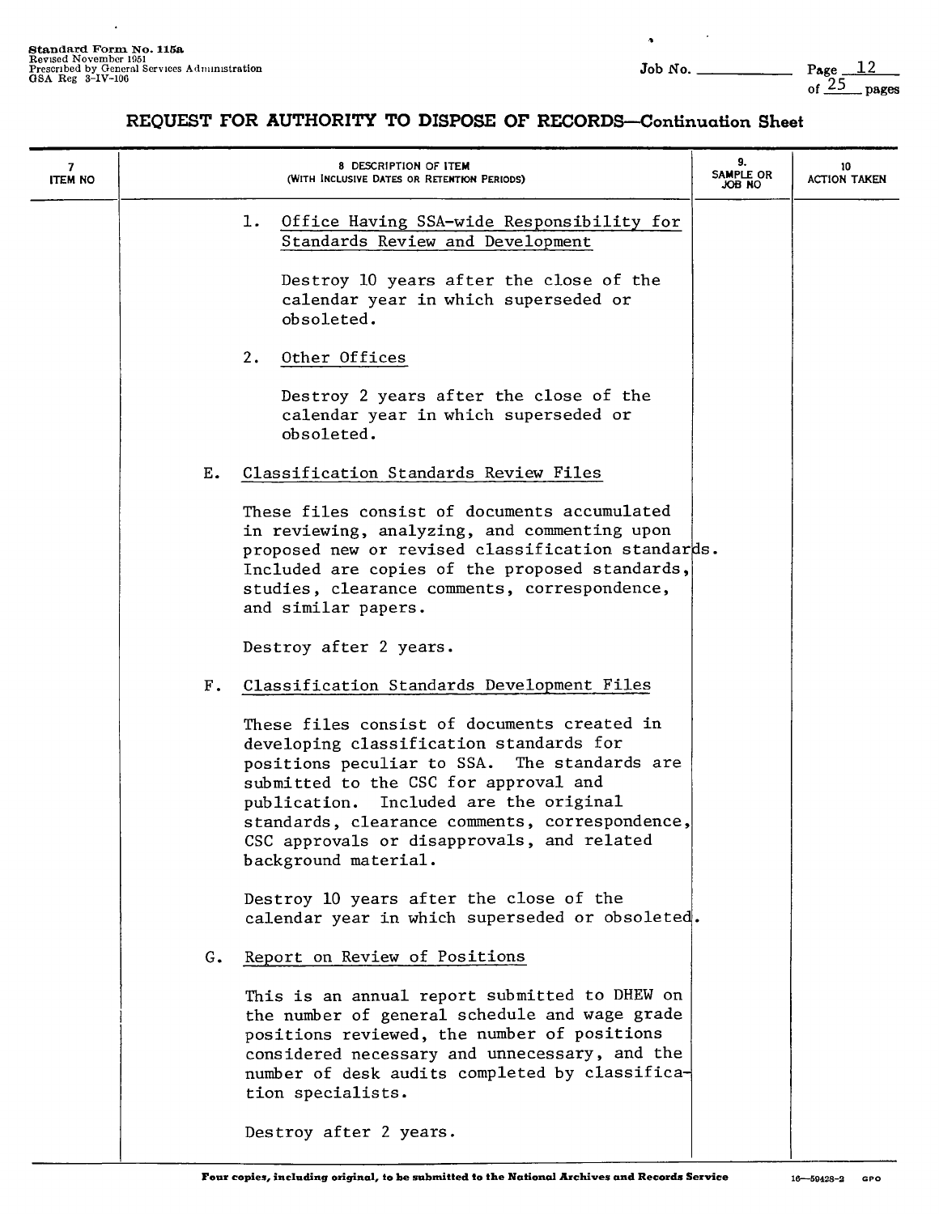Standard Form No. 115a
Revised November 1951
Prescribed by General Services Administration
GSA Reg 3-IV-106

Job No. ______

# REQUEST FOR AUTHORITY TO DISPOSE OF RECORDS—Continuation Sheet

| 7 ITEM NO | 8 DESCRIPTION OF ITEM (WITH INCLUSIVE DATES OR RETENTION PERIODS) | 9. SAMPLE OR JOB NO | 10 ACTION TAKEN |
|---|---|---|---|
| | 1. Office Having SSA-wide Responsibility for Standards Review and Development<br><br>Destroy 10 years after the close of the calendar year in which superseded or obsoleted. | | |
| | 2. Other Offices<br><br>Destroy 2 years after the close of the calendar year in which superseded or obsoleted. | | |
| | E. Classification Standards Review Files<br><br>These files consist of documents accumulated in reviewing, analyzing, and commenting upon proposed new or revised classification standards. Included are copies of the proposed standards, studies, clearance comments, correspondence, and similar papers.<br><br>Destroy after 2 years. | | |
| | F. Classification Standards Development Files<br><br>These files consist of documents created in developing classification standards for positions peculiar to SSA. The standards are submitted to the CSC for approval and publication. Included are the original standards, clearance comments, correspondence, CSC approvals or disapprovals, and related background material.<br><br>Destroy 10 years after the close of the calendar year in which superseded or obsoleted. | | |
| | G. Report on Review of Positions<br><br>This is an annual report submitted to DHEW on the number of general schedule and wage grade positions reviewed, the number of positions considered necessary and unnecessary, and the number of desk audits completed by classification specialists.<br><br>Destroy after 2 years. | | |

Four copies, including original, to be submitted to the National Archives and Records Service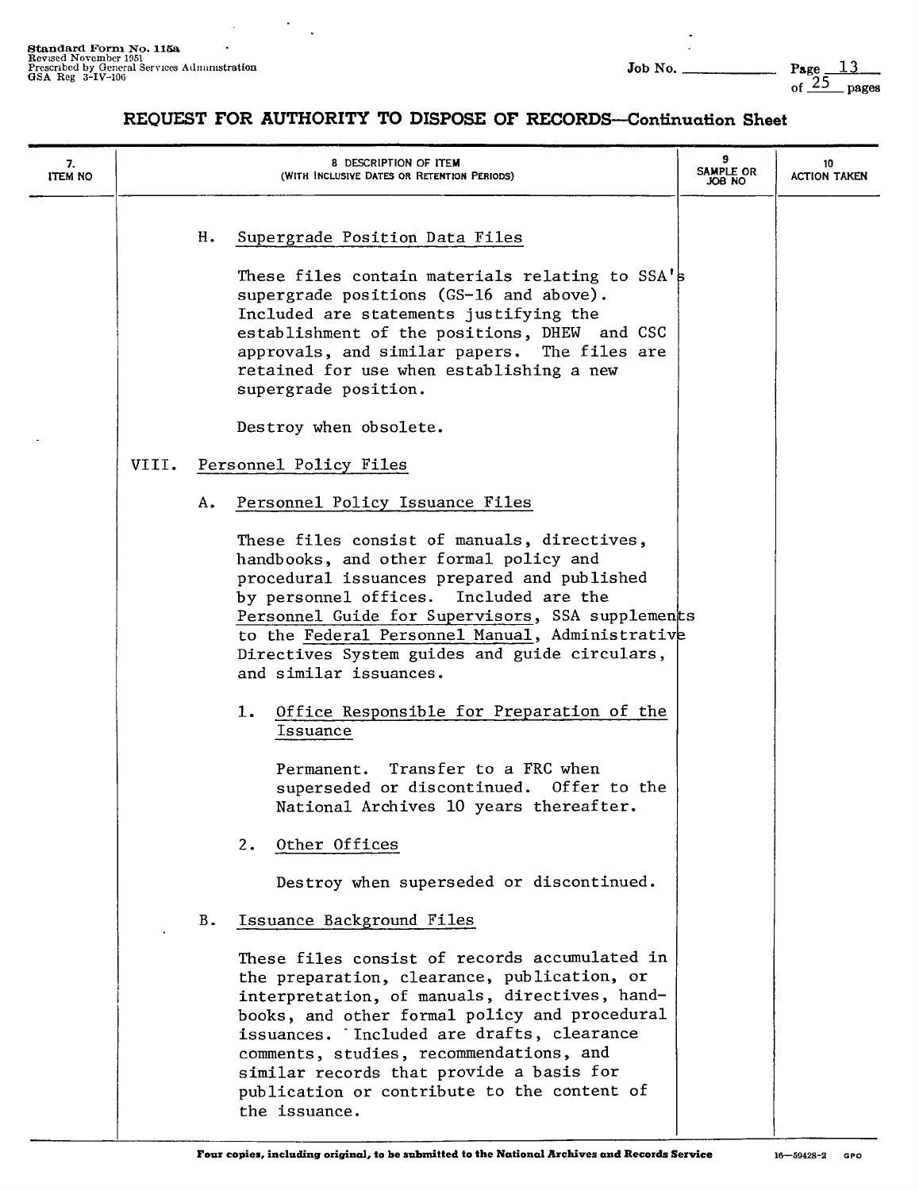Standard Form No. 115a
Revised November 1951
Prescribed by General Services Administration
GSA Reg 3-IV-106

Job No. ________

## REQUEST FOR AUTHORITY TO DISPOSE OF RECORDS—Continuation Sheet

| 7. ITEM NO | 8 DESCRIPTION OF ITEM (WITH INCLUSIVE DATES OR RETENTION PERIODS) | 9 SAMPLE OR JOB NO | 10 ACTION TAKEN |
|---|---|---|---|

H. Supergrade Position Data Files

These files contain materials relating to SSA's supergrade positions (GS-16 and above). Included are statements justifying the establishment of the positions, DHEW and CSC approvals, and similar papers. The files are retained for use when establishing a new supergrade position.

Destroy when obsolete.

VIII. Personnel Policy Files

A. Personnel Policy Issuance Files

These files consist of manuals, directives, handbooks, and other formal policy and procedural issuances prepared and published by personnel offices. Included are the Personnel Guide for Supervisors, SSA supplements to the Federal Personnel Manual, Administrative Directives System guides and guide circulars, and similar issuances.

1. Office Responsible for Preparation of the Issuance

   Permanent. Transfer to a FRC when superseded or discontinued. Offer to the National Archives 10 years thereafter.

2. Other Offices

   Destroy when superseded or discontinued.

B. Issuance Background Files

These files consist of records accumulated in the preparation, clearance, publication, or interpretation, of manuals, directives, handbooks, and other formal policy and procedural issuances. Included are drafts, clearance comments, studies, recommendations, and similar records that provide a basis for publication or contribute to the content of the issuance.

Four copies, including original, to be submitted to the National Archives and Records Service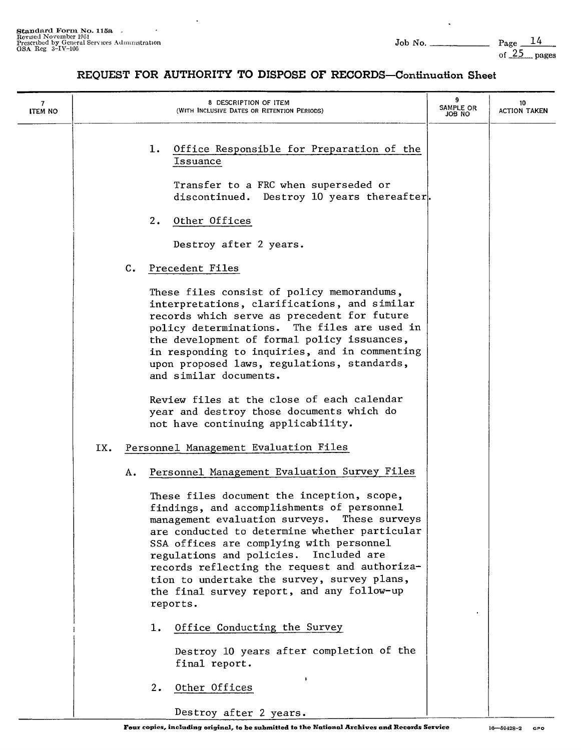# REQUEST FOR AUTHORITY TO DISPOSE OF RECORDS—Continuation Sheet

| 7 ITEM NO | 8 DESCRIPTION OF ITEM (WITH INCLUSIVE DATES OR RETENTION PERIODS) | 9 SAMPLE OR JOB NO | 10 ACTION TAKEN |
|---|---|---|---|

1. Office Responsible for Preparation of the Issuance

   Transfer to a FRC when superseded or discontinued. Destroy 10 years thereafter.

2. Other Offices

   Destroy after 2 years.

C. Precedent Files

These files consist of policy memorandums, interpretations, clarifications, and similar records which serve as precedent for future policy determinations. The files are used in the development of formal policy issuances, in responding to inquiries, and in commenting upon proposed laws, regulations, standards, and similar documents.

Review files at the close of each calendar year and destroy those documents which do not have continuing applicability.

IX. Personnel Management Evaluation Files

A. Personnel Management Evaluation Survey Files

These files document the inception, scope, findings, and accomplishments of personnel management evaluation surveys. These surveys are conducted to determine whether particular SSA offices are complying with personnel regulations and policies. Included are records reflecting the request and authorization to undertake the survey, survey plans, the final survey report, and any follow-up reports.

1. Office Conducting the Survey

   Destroy 10 years after completion of the final report.

2. Other Offices

   Destroy after 2 years.

Four copies, including original, to be submitted to the National Archives and Records Service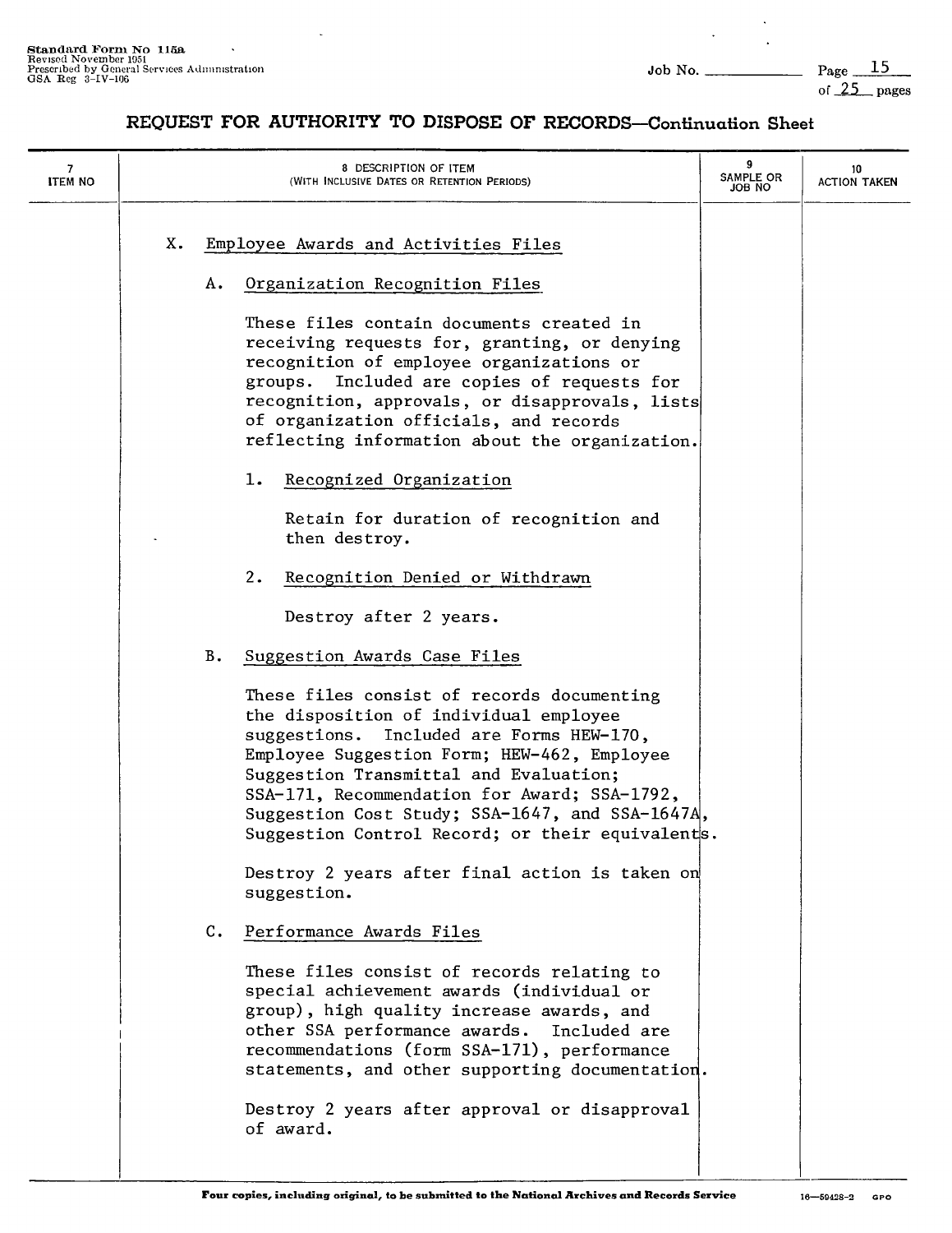**Standard Form No 115a**
Revised November 1951
Prescribed by General Services Administration
GSA Reg 3-IV-106

Job No. ____________

## REQUEST FOR AUTHORITY TO DISPOSE OF RECORDS—Continuation Sheet

| 7 ITEM NO | 8 DESCRIPTION OF ITEM (WITH INCLUSIVE DATES OR RETENTION PERIODS) | 9 SAMPLE OR JOB NO | 10 ACTION TAKEN |
|---|---|---|---|

X. Employee Awards and Activities Files

A. Organization Recognition Files

These files contain documents created in receiving requests for, granting, or denying recognition of employee organizations or groups. Included are copies of requests for recognition, approvals, or disapprovals, lists of organization officials, and records reflecting information about the organization.

1. Recognized Organization

   Retain for duration of recognition and then destroy.

2. Recognition Denied or Withdrawn

   Destroy after 2 years.

B. Suggestion Awards Case Files

These files consist of records documenting the disposition of individual employee suggestions. Included are Forms HEW-170, Employee Suggestion Form; HEW-462, Employee Suggestion Transmittal and Evaluation; SSA-171, Recommendation for Award; SSA-1792, Suggestion Cost Study; SSA-1647, and SSA-1647A, Suggestion Control Record; or their equivalents.

Destroy 2 years after final action is taken on suggestion.

C. Performance Awards Files

These files consist of records relating to special achievement awards (individual or group), high quality increase awards, and other SSA performance awards. Included are recommendations (form SSA-171), performance statements, and other supporting documentation.

Destroy 2 years after approval or disapproval of award.

**Four copies, including original, to be submitted to the National Archives and Records Service**

16—59428-2 GPO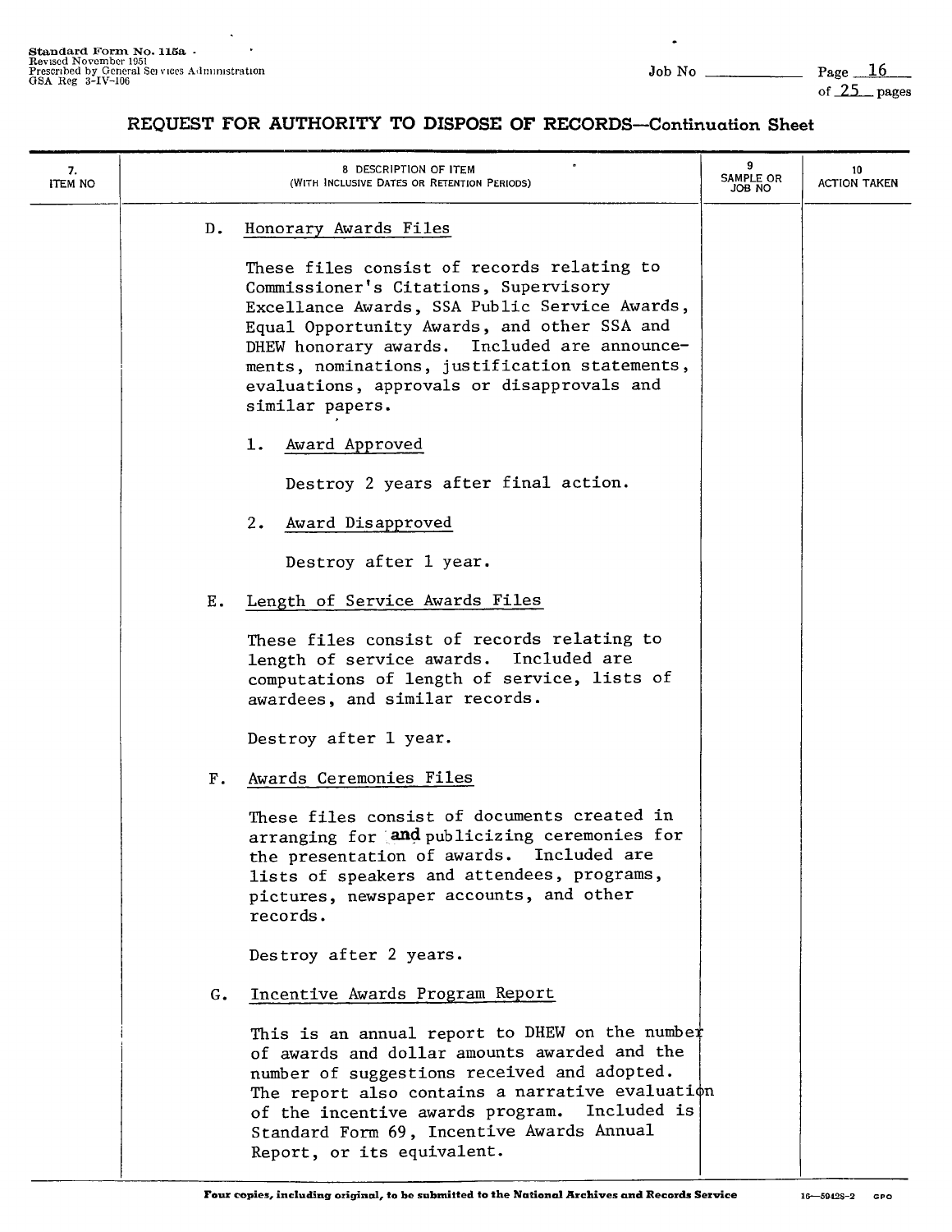## REQUEST FOR AUTHORITY TO DISPOSE OF RECORDS—Continuation Sheet

| 7. ITEM NO | 8 DESCRIPTION OF ITEM (WITH INCLUSIVE DATES OR RETENTION PERIODS) | 9 SAMPLE OR JOB NO | 10 ACTION TAKEN |
|---|---|---|---|

D. Honorary Awards Files

These files consist of records relating to Commissioner's Citations, Supervisory Excellance Awards, SSA Public Service Awards, Equal Opportunity Awards, and other SSA and DHEW honorary awards. Included are announcements, nominations, justification statements, evaluations, approvals or disapprovals and similar papers.

1. Award Approved

   Destroy 2 years after final action.

2. Award Disapproved

   Destroy after 1 year.

E. Length of Service Awards Files

These files consist of records relating to length of service awards. Included are computations of length of service, lists of awardees, and similar records.

Destroy after 1 year.

F. Awards Ceremonies Files

These files consist of documents created in arranging for and publicizing ceremonies for the presentation of awards. Included are lists of speakers and attendees, programs, pictures, newspaper accounts, and other records.

Destroy after 2 years.

G. Incentive Awards Program Report

This is an annual report to DHEW on the number of awards and dollar amounts awarded and the number of suggestions received and adopted. The report also contains a narrative evaluation of the incentive awards program. Included is Standard Form 69, Incentive Awards Annual Report, or its equivalent.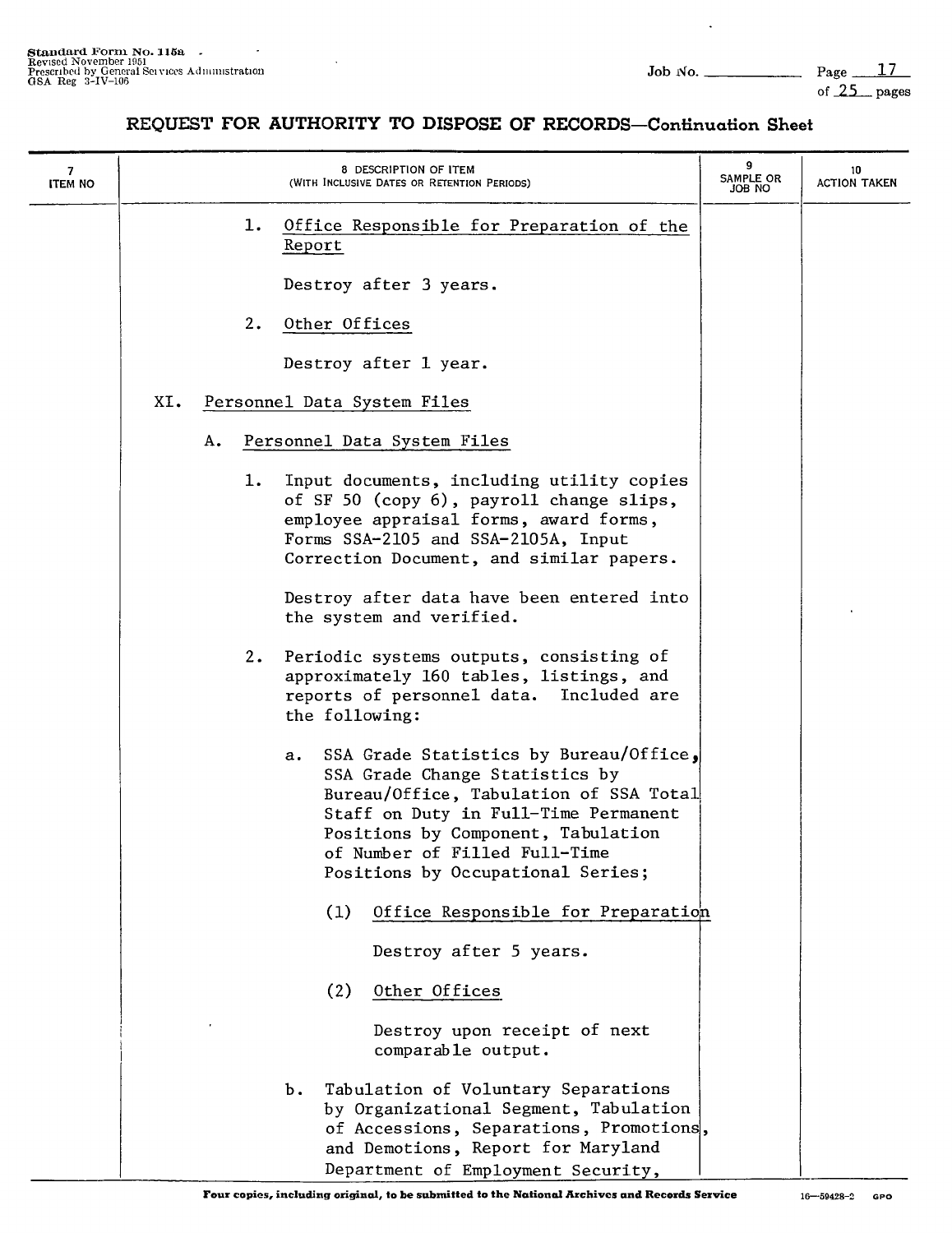REQUEST FOR AUTHORITY TO DISPOSE OF RECORDS—Continuation Sheet

| 7 ITEM NO | 8 DESCRIPTION OF ITEM (WITH INCLUSIVE DATES OR RETENTION PERIODS) | 9 SAMPLE OR JOB NO | 10 ACTION TAKEN |
|---|---|---|---|

1. Office Responsible for Preparation of the Report

   Destroy after 3 years.

2. Other Offices

   Destroy after 1 year.

XI. Personnel Data System Files

A. Personnel Data System Files

1. Input documents, including utility copies of SF 50 (copy 6), payroll change slips, employee appraisal forms, award forms, Forms SSA-2105 and SSA-2105A, Input Correction Document, and similar papers.

   Destroy after data have been entered into the system and verified.

2. Periodic systems outputs, consisting of approximately 160 tables, listings, and reports of personnel data. Included are the following:

   a. SSA Grade Statistics by Bureau/Office, SSA Grade Change Statistics by Bureau/Office, Tabulation of SSA Total Staff on Duty in Full-Time Permanent Positions by Component, Tabulation of Number of Filled Full-Time Positions by Occupational Series;

      (1) Office Responsible for Preparation

         Destroy after 5 years.

      (2) Other Offices

         Destroy upon receipt of next comparable output.

   b. Tabulation of Voluntary Separations by Organizational Segment, Tabulation of Accessions, Separations, Promotions, and Demotions, Report for Maryland Department of Employment Security,

Four copies, including original, to be submitted to the National Archives and Records Service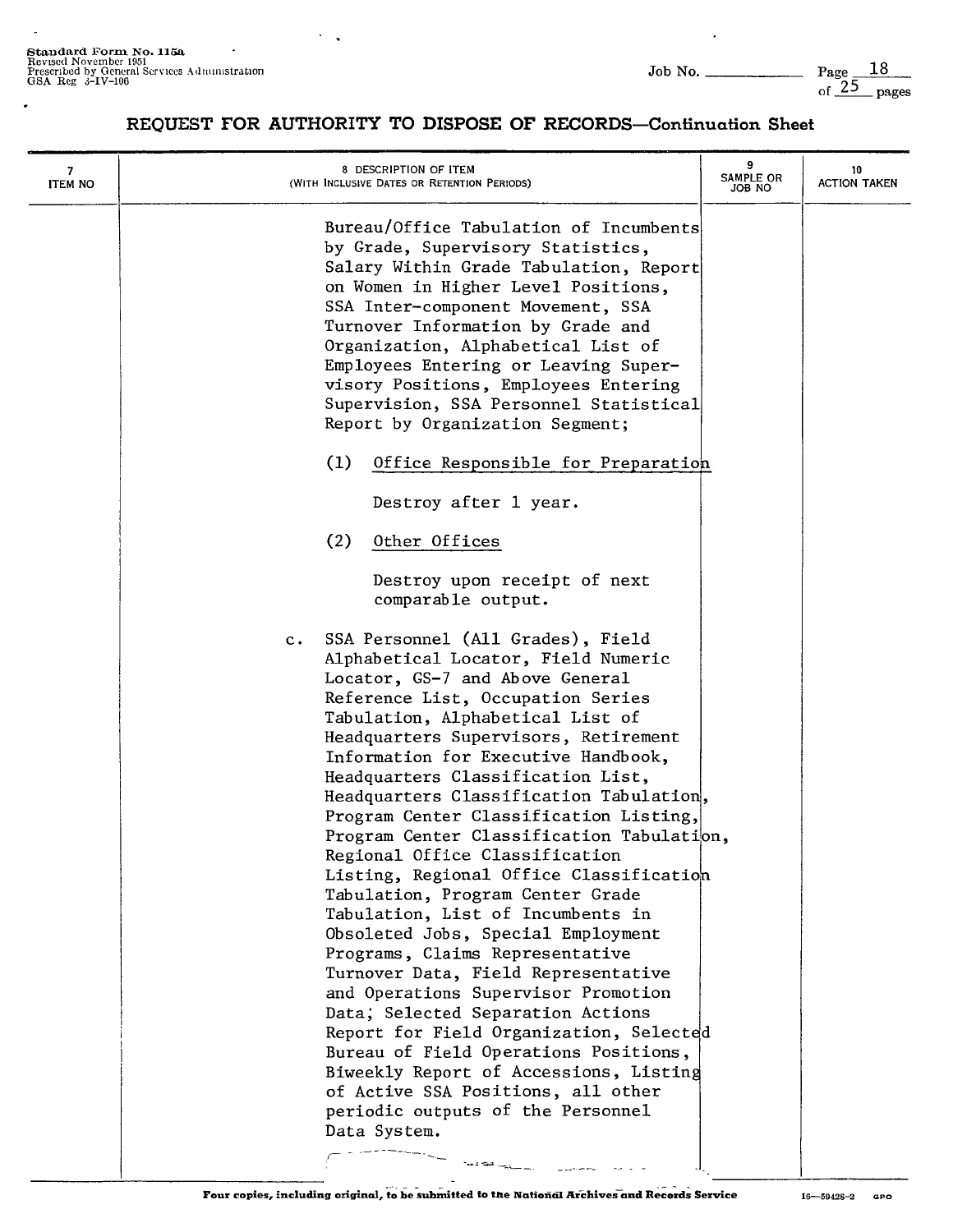Standard Form No. 115a
Revised November 1951
Prescribed by General Services Administration
GSA Reg 3-IV-106

Job No. ______

## REQUEST FOR AUTHORITY TO DISPOSE OF RECORDS—Continuation Sheet

| 7 ITEM NO | 8 DESCRIPTION OF ITEM (WITH INCLUSIVE DATES OR RETENTION PERIODS) | 9 SAMPLE OR JOB NO | 10 ACTION TAKEN |
|---|---|---|---|
| | Bureau/Office Tabulation of Incumbents by Grade, Supervisory Statistics, Salary Within Grade Tabulation, Report on Women in Higher Level Positions, SSA Inter-component Movement, SSA Turnover Information by Grade and Organization, Alphabetical List of Employees Entering or Leaving Supervisory Positions, Employees Entering Supervision, SSA Personnel Statistical Report by Organization Segment; | | |
| | (1) Office Responsible for Preparation<br><br>Destroy after 1 year. | | |
| | (2) Other Offices<br><br>Destroy upon receipt of next comparable output. | | |
| | c. SSA Personnel (All Grades), Field Alphabetical Locator, Field Numeric Locator, GS-7 and Above General Reference List, Occupation Series Tabulation, Alphabetical List of Headquarters Supervisors, Retirement Information for Executive Handbook, Headquarters Classification List, Headquarters Classification Tabulation, Program Center Classification Listing, Program Center Classification Tabulation, Regional Office Classification Listing, Regional Office Classification Tabulation, Program Center Grade Tabulation, List of Incumbents in Obsoleted Jobs, Special Employment Programs, Claims Representative Turnover Data, Field Representative and Operations Supervisor Promotion Data; Selected Separation Actions Report for Field Organization, Selected Bureau of Field Operations Positions, Biweekly Report of Accessions, Listing of Active SSA Positions, all other periodic outputs of the Personnel Data System. | | |

Four copies, including original, to be submitted to the National Archives and Records Service

16—59428-2 GPO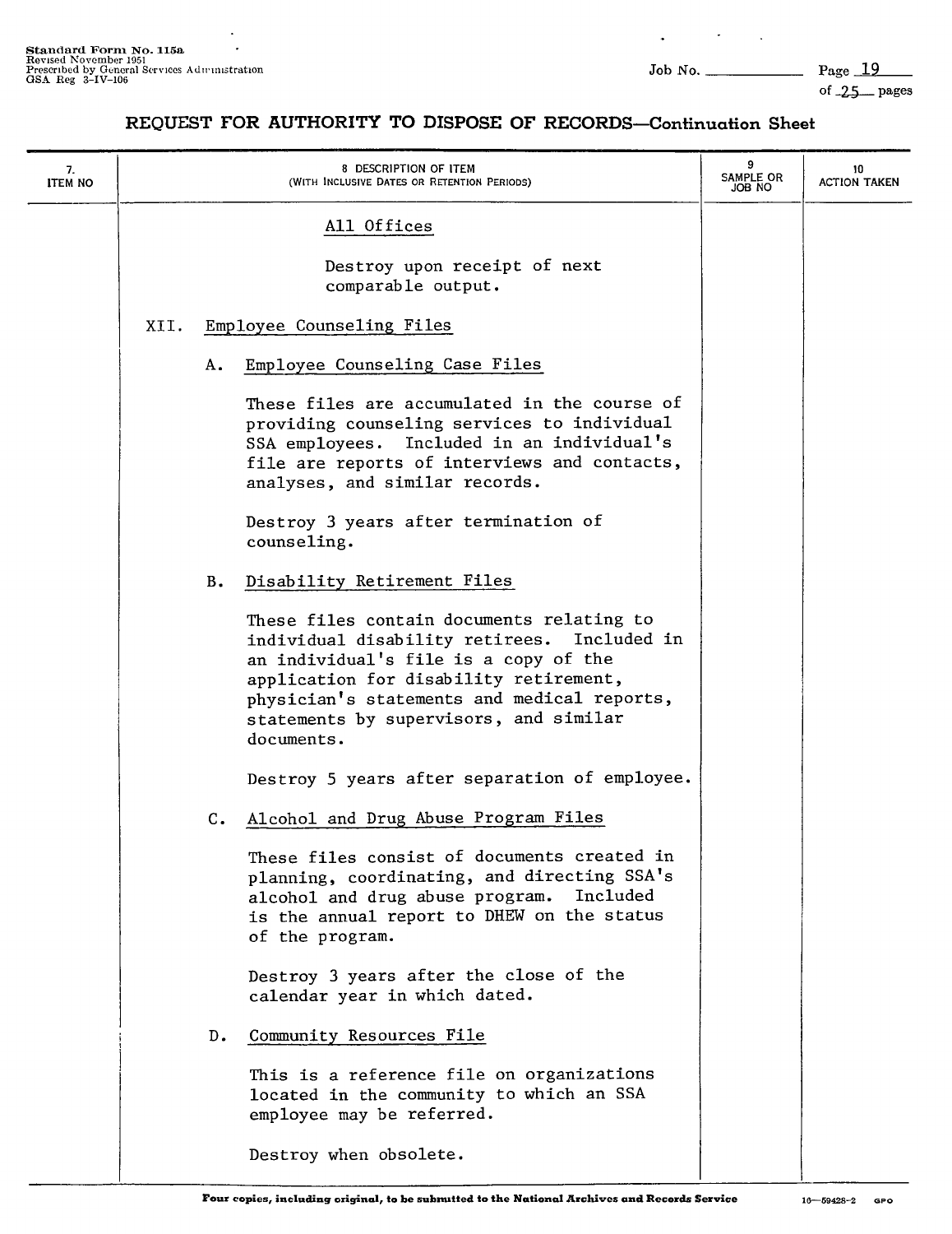REQUEST FOR AUTHORITY TO DISPOSE OF RECORDS—Continuation Sheet

| 7. ITEM NO | 8 DESCRIPTION OF ITEM (WITH INCLUSIVE DATES OR RETENTION PERIODS) | 9 SAMPLE OR JOB NO | 10 ACTION TAKEN |
|---|---|---|---|

All Offices

Destroy upon receipt of next comparable output.

XII. Employee Counseling Files

A. Employee Counseling Case Files

These files are accumulated in the course of providing counseling services to individual SSA employees. Included in an individual's file are reports of interviews and contacts, analyses, and similar records.

Destroy 3 years after termination of counseling.

B. Disability Retirement Files

These files contain documents relating to individual disability retirees. Included in an individual's file is a copy of the application for disability retirement, physician's statements and medical reports, statements by supervisors, and similar documents.

Destroy 5 years after separation of employee.

C. Alcohol and Drug Abuse Program Files

These files consist of documents created in planning, coordinating, and directing SSA's alcohol and drug abuse program. Included is the annual report to DHEW on the status of the program.

Destroy 3 years after the close of the calendar year in which dated.

D. Community Resources File

This is a reference file on organizations located in the community to which an SSA employee may be referred.

Destroy when obsolete.

Four copies, including original, to be submitted to the National Archives and Records Service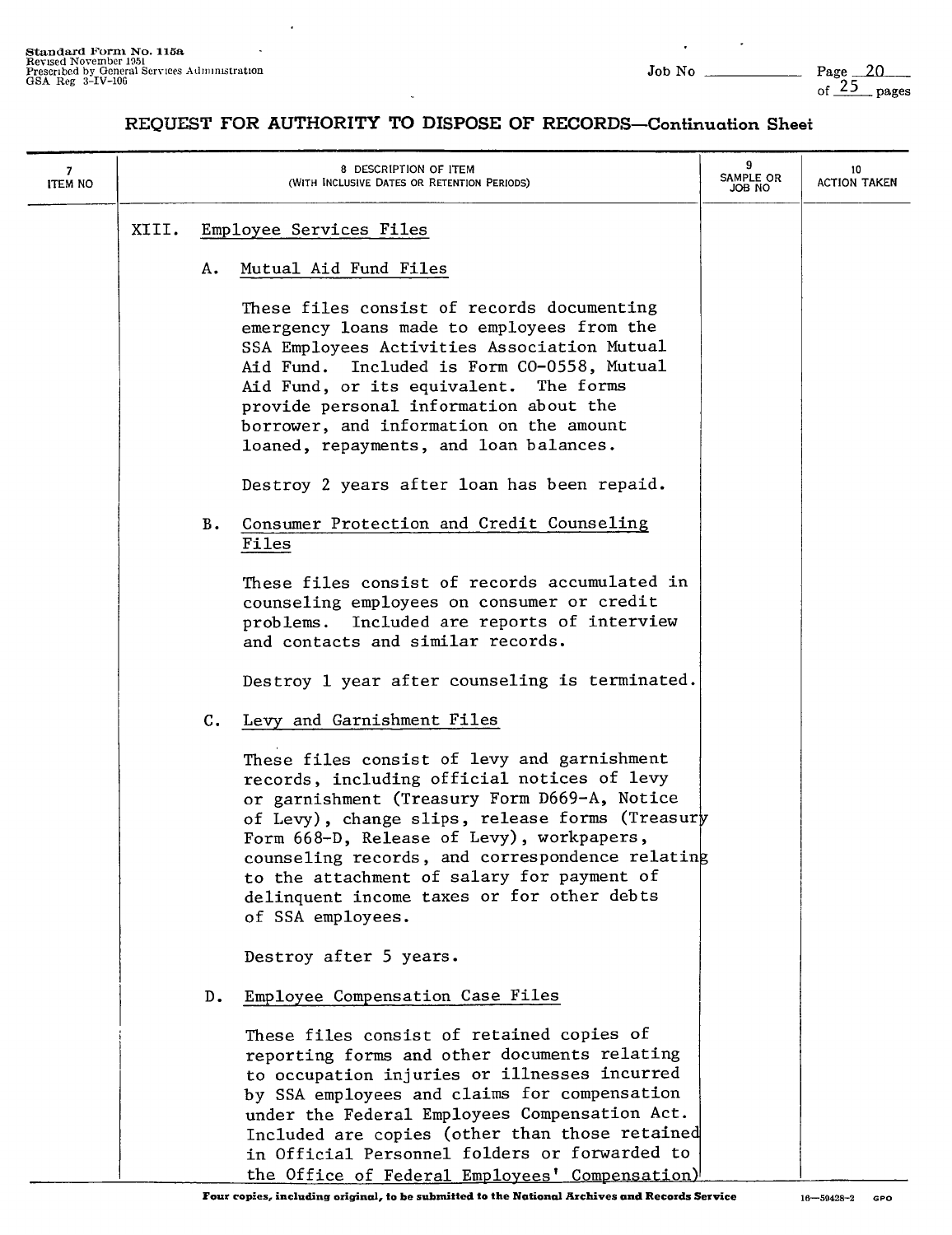Standard Form No. 115a
Revised November 1951
Prescribed by General Services Administration
GSA Reg 3-IV-106

Job No ____________

## REQUEST FOR AUTHORITY TO DISPOSE OF RECORDS—Continuation Sheet

| 7 ITEM NO | 8 DESCRIPTION OF ITEM (WITH INCLUSIVE DATES OR RETENTION PERIODS) | 9 SAMPLE OR JOB NO | 10 ACTION TAKEN |
|---|---|---|---|
| | XIII. Employee Services Files | | |
| | A. Mutual Aid Fund Files<br><br>These files consist of records documenting emergency loans made to employees from the SSA Employees Activities Association Mutual Aid Fund. Included is Form CO-0558, Mutual Aid Fund, or its equivalent. The forms provide personal information about the borrower, and information on the amount loaned, repayments, and loan balances.<br><br>Destroy 2 years after loan has been repaid. | | |
| | B. Consumer Protection and Credit Counseling Files<br><br>These files consist of records accumulated in counseling employees on consumer or credit problems. Included are reports of interview and contacts and similar records.<br><br>Destroy 1 year after counseling is terminated. | | |
| | C. Levy and Garnishment Files<br><br>These files consist of levy and garnishment records, including official notices of levy or garnishment (Treasury Form D669-A, Notice of Levy), change slips, release forms (Treasury Form 668-D, Release of Levy), workpapers, counseling records, and correspondence relating to the attachment of salary for payment of delinquent income taxes or for other debts of SSA employees.<br><br>Destroy after 5 years. | | |
| | D. Employee Compensation Case Files<br><br>These files consist of retained copies of reporting forms and other documents relating to occupation injuries or illnesses incurred by SSA employees and claims for compensation under the Federal Employees Compensation Act. Included are copies (other than those retained in Official Personnel folders or forwarded to the Office of Federal Employees' Compensation) | | |

Four copies, including original, to be submitted to the National Archives and Records Service

16—59428-2 GPO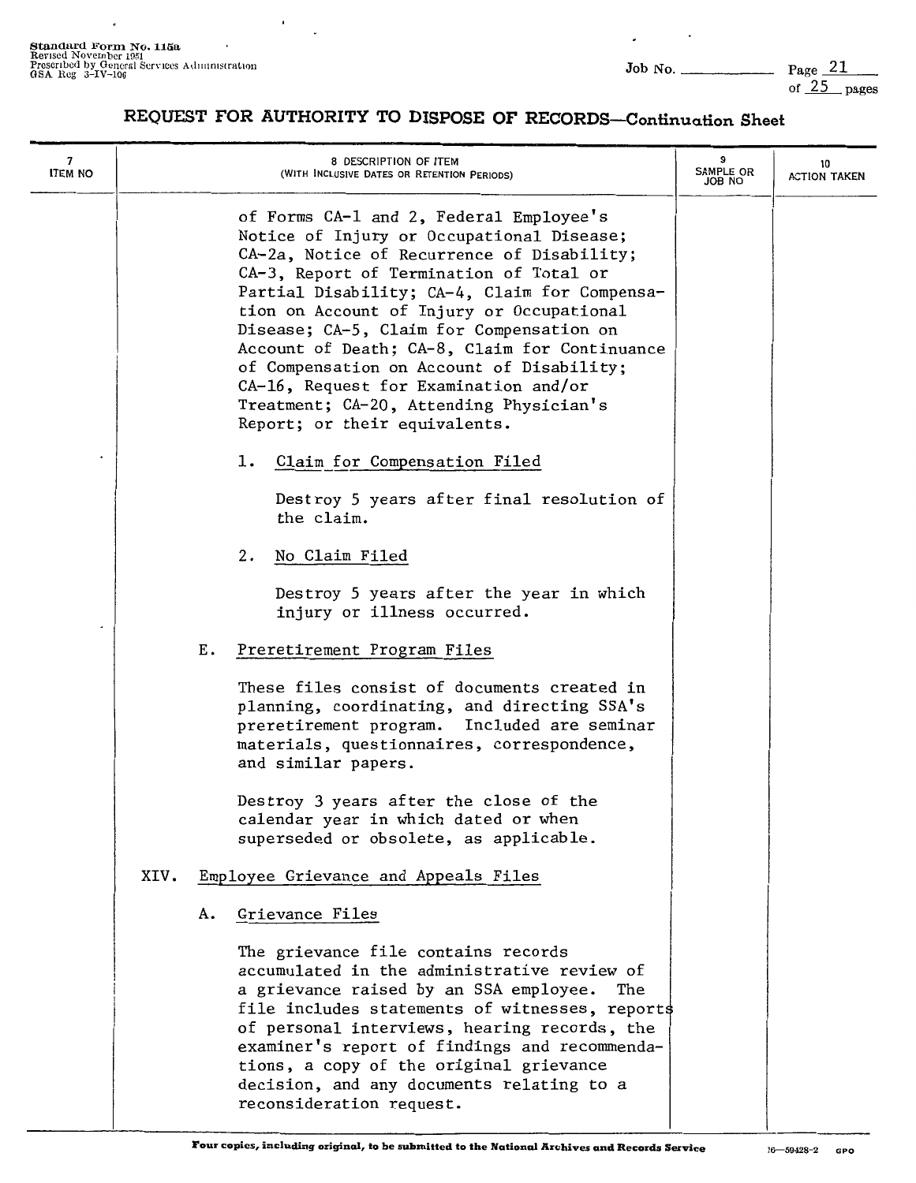**Standard Form No. 115a**
Revised November 1951
Prescribed by General Services Administration
GSA Reg 3-IV-106

Job No. ________ Page 21 of 25 pages

## REQUEST FOR AUTHORITY TO DISPOSE OF RECORDS—Continuation Sheet

| 7 ITEM NO | 8 DESCRIPTION OF ITEM (WITH INCLUSIVE DATES OR RETENTION PERIODS) | 9 SAMPLE OR JOB NO | 10 ACTION TAKEN |
|---|---|---|---|

of Forms CA-1 and 2, Federal Employee's Notice of Injury or Occupational Disease; CA-2a, Notice of Recurrence of Disability; CA-3, Report of Termination of Total or Partial Disability; CA-4, Claim for Compensation on Account of Injury or Occupational Disease; CA-5, Claim for Compensation on Account of Death; CA-8, Claim for Continuance of Compensation on Account of Disability; CA-16, Request for Examination and/or Treatment; CA-20, Attending Physician's Report; or their equivalents.

1. Claim for Compensation Filed

   Destroy 5 years after final resolution of the claim.

2. No Claim Filed

   Destroy 5 years after the year in which injury or illness occurred.

E. Preretirement Program Files

These files consist of documents created in planning, coordinating, and directing SSA's preretirement program. Included are seminar materials, questionnaires, correspondence, and similar papers.

Destroy 3 years after the close of the calendar year in which dated or when superseded or obsolete, as applicable.

XIV. Employee Grievance and Appeals Files

A. Grievance Files

The grievance file contains records accumulated in the administrative review of a grievance raised by an SSA employee. The file includes statements of witnesses, reports of personal interviews, hearing records, the examiner's report of findings and recommendations, a copy of the original grievance decision, and any documents relating to a reconsideration request.

Four copies, including original, to be submitted to the National Archives and Records Service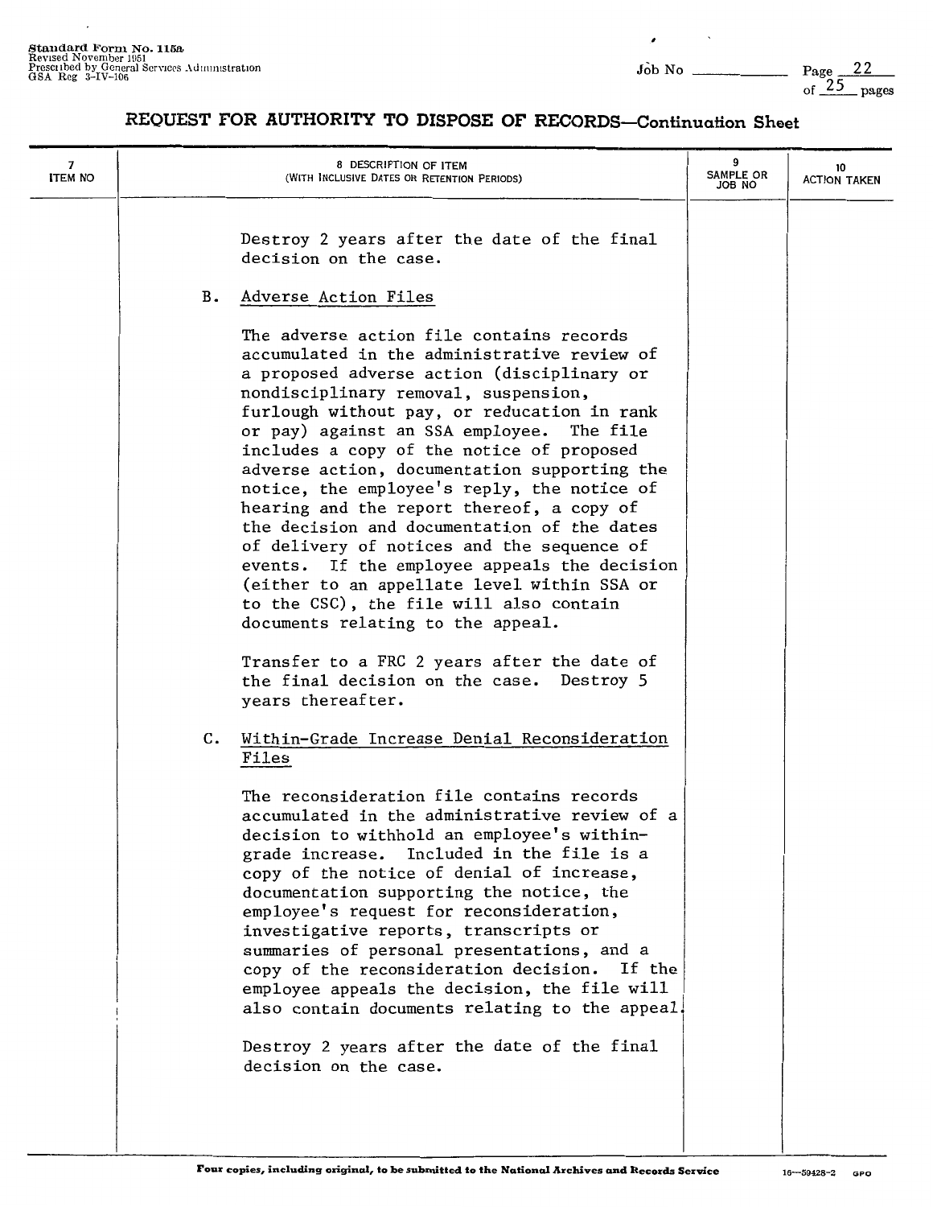Standard Form No. 115a
Revised November 1951
Prescribed by General Services Administration
GSA Reg 3-IV-106

Job No ______ Page 22 of 25 pages

## REQUEST FOR AUTHORITY TO DISPOSE OF RECORDS—Continuation Sheet

| 7 ITEM NO | 8 DESCRIPTION OF ITEM (WITH INCLUSIVE DATES OR RETENTION PERIODS) | 9 SAMPLE OR JOB NO | 10 ACTION TAKEN |
|---|---|---|---|

Destroy 2 years after the date of the final decision on the case.

B. Adverse Action Files

The adverse action file contains records accumulated in the administrative review of a proposed adverse action (disciplinary or nondisciplinary removal, suspension, furlough without pay, or reducation in rank or pay) against an SSA employee. The file includes a copy of the notice of proposed adverse action, documentation supporting the notice, the employee's reply, the notice of hearing and the report thereof, a copy of the decision and documentation of the dates of delivery of notices and the sequence of events. If the employee appeals the decision (either to an appellate level within SSA or to the CSC), the file will also contain documents relating to the appeal.

Transfer to a FRC 2 years after the date of the final decision on the case. Destroy 5 years thereafter.

C. Within-Grade Increase Denial Reconsideration Files

The reconsideration file contains records accumulated in the administrative review of a decision to withhold an employee's within-grade increase. Included in the file is a copy of the notice of denial of increase, documentation supporting the notice, the employee's request for reconsideration, investigative reports, transcripts or summaries of personal presentations, and a copy of the reconsideration decision. If the employee appeals the decision, the file will also contain documents relating to the appeal.

Destroy 2 years after the date of the final decision on the case.

Four copies, including original, to be submitted to the National Archives and Records Service

16—59428-2 GPO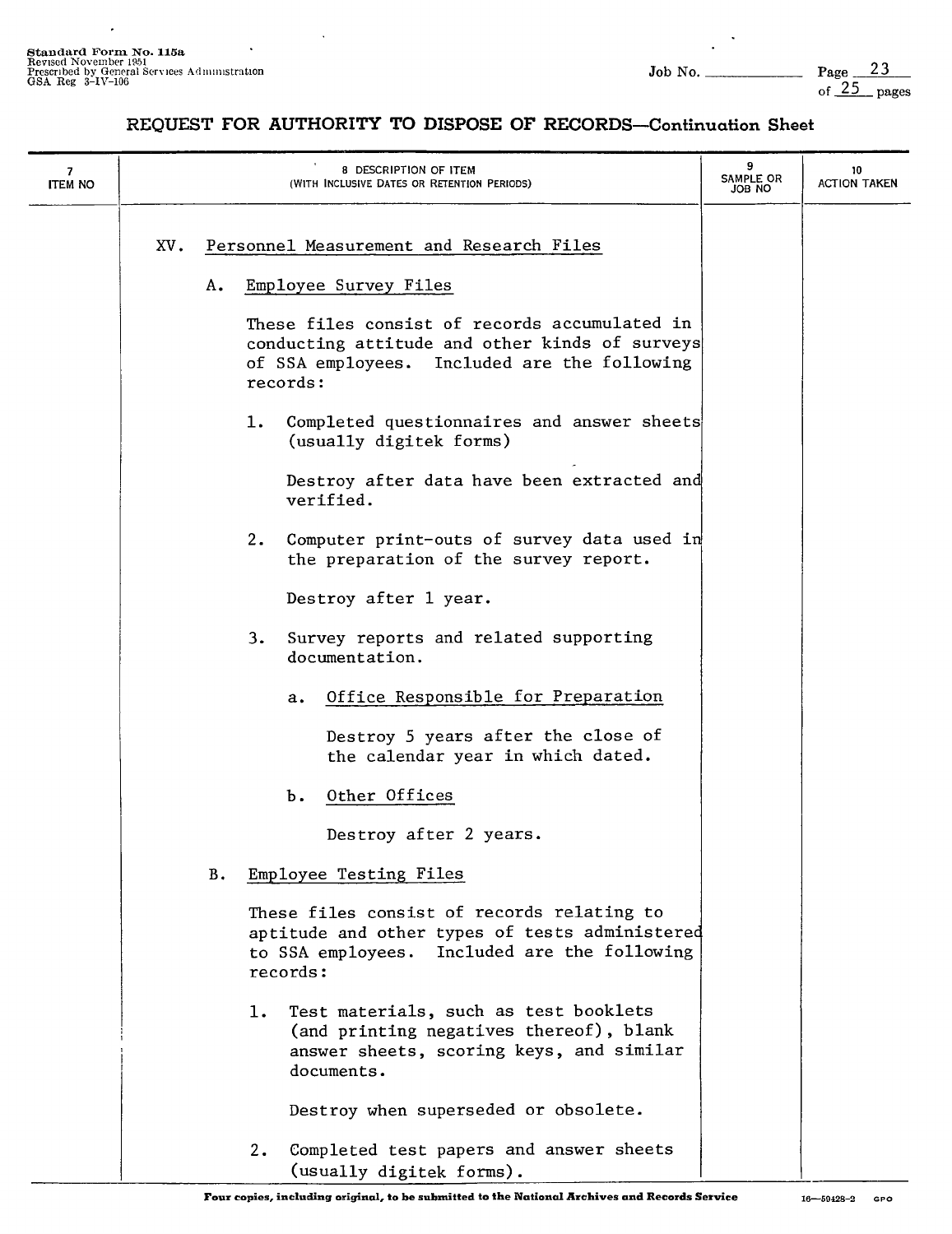## REQUEST FOR AUTHORITY TO DISPOSE OF RECORDS—Continuation Sheet

| 7 ITEM NO | 8 DESCRIPTION OF ITEM (WITH INCLUSIVE DATES OR RETENTION PERIODS) | 9 SAMPLE OR JOB NO | 10 ACTION TAKEN |
| --- | --- | --- | --- |
| | | | |

XV. Personnel Measurement and Research Files

A. Employee Survey Files

These files consist of records accumulated in conducting attitude and other kinds of surveys of SSA employees. Included are the following records:

1. Completed questionnaires and answer sheets (usually digitek forms)

   Destroy after data have been extracted and verified.

2. Computer print-outs of survey data used in the preparation of the survey report.

   Destroy after 1 year.

3. Survey reports and related supporting documentation.

   a. Office Responsible for Preparation

      Destroy 5 years after the close of the calendar year in which dated.

   b. Other Offices

      Destroy after 2 years.

B. Employee Testing Files

These files consist of records relating to aptitude and other types of tests administered to SSA employees. Included are the following records:

1. Test materials, such as test booklets (and printing negatives thereof), blank answer sheets, scoring keys, and similar documents.

   Destroy when superseded or obsolete.

2. Completed test papers and answer sheets (usually digitek forms).

Four copies, including original, to be submitted to the National Archives and Records Service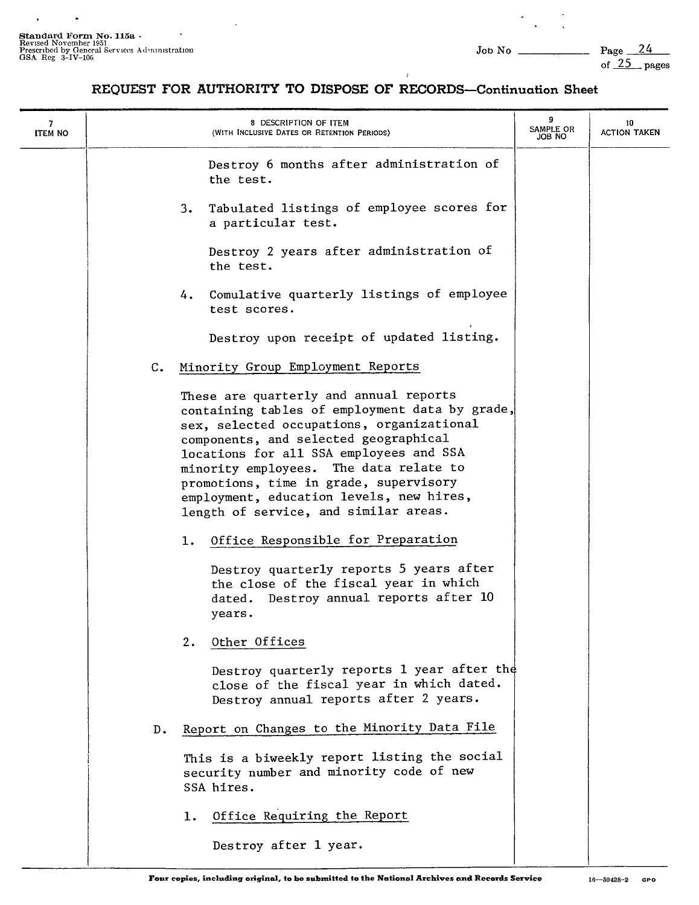**REQUEST FOR AUTHORITY TO DISPOSE OF RECORDS—Continuation Sheet**

| 7 ITEM NO | 8 DESCRIPTION OF ITEM (WITH INCLUSIVE DATES OR RETENTION PERIODS) | 9 SAMPLE OR JOB NO | 10 ACTION TAKEN |
|---|---|---|---|
| | Destroy 6 months after administration of the test. | | |
| | 3. Tabulated listings of employee scores for a particular test. | | |
| | Destroy 2 years after administration of the test. | | |
| | 4. Comulative quarterly listings of employee test scores. | | |
| | Destroy upon receipt of updated listing. | | |
| | C. Minority Group Employment Reports | | |
| | These are quarterly and annual reports containing tables of employment data by grade, sex, selected occupations, organizational components, and selected geographical locations for all SSA employees and SSA minority employees. The data relate to promotions, time in grade, supervisory employment, education levels, new hires, length of service, and similar areas. | | |
| | 1. Office Responsible for Preparation | | |
| | Destroy quarterly reports 5 years after the close of the fiscal year in which dated. Destroy annual reports after 10 years. | | |
| | 2. Other Offices | | |
| | Destroy quarterly reports 1 year after the close of the fiscal year in which dated. Destroy annual reports after 2 years. | | |
| | D. Report on Changes to the Minority Data File | | |
| | This is a biweekly report listing the social security number and minority code of new SSA hires. | | |
| | 1. Office Requiring the Report | | |
| | Destroy after 1 year. | | |

Four copies, including original, to be submitted to the National Archives and Records Service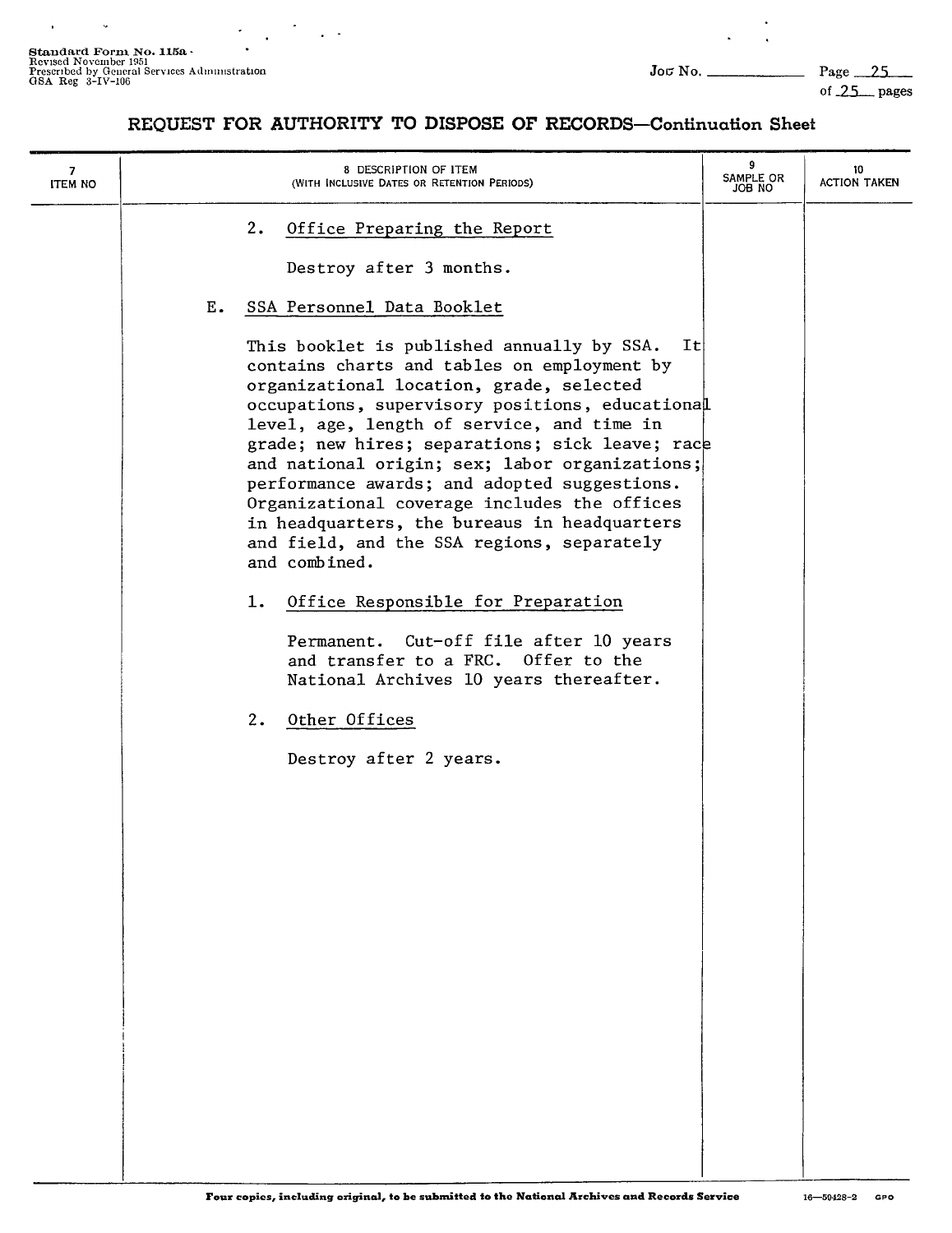# REQUEST FOR AUTHORITY TO DISPOSE OF RECORDS—Continuation Sheet

| 7 ITEM NO | 8 DESCRIPTION OF ITEM (WITH INCLUSIVE DATES OR RETENTION PERIODS) | 9 SAMPLE OR JOB NO | 10 ACTION TAKEN |
|---|---|---|---|

2. Office Preparing the Report

   Destroy after 3 months.

E. SSA Personnel Data Booklet

This booklet is published annually by SSA. It contains charts and tables on employment by organizational location, grade, selected occupations, supervisory positions, educational level, age, length of service, and time in grade; new hires; separations; sick leave; race and national origin; sex; labor organizations; performance awards; and adopted suggestions. Organizational coverage includes the offices in headquarters, the bureaus in headquarters and field, and the SSA regions, separately and combined.

1. Office Responsible for Preparation

   Permanent. Cut-off file after 10 years and transfer to a FRC. Offer to the National Archives 10 years thereafter.

2. Other Offices

   Destroy after 2 years.

**Four copies, including original, to be submitted to the National Archives and Records Service**